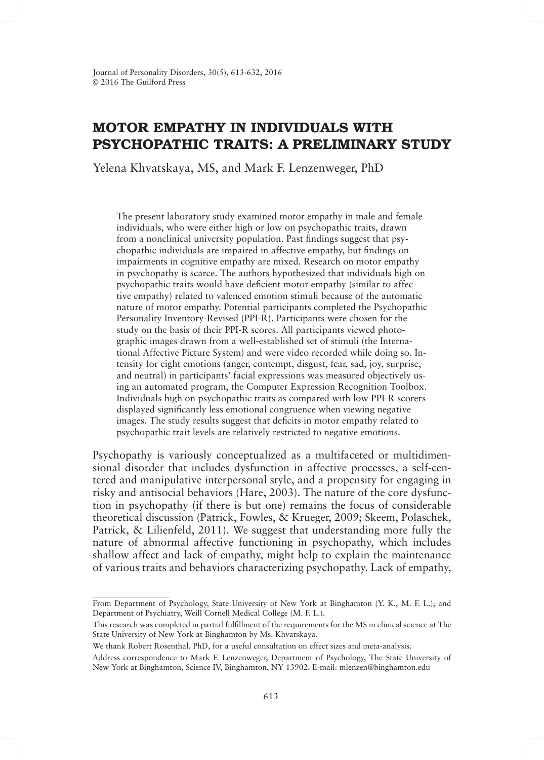# MOTOR EMPATHY IN INDIVIDUALS WITH PSYCHOPATHIC TRAITS: A PRELIMINARY STUDY

Yelena Khvatskaya, MS, and Mark F. Lenzenweger, PhD

The present laboratory study examined motor empathy in male and female individuals, who were either high or low on psychopathic traits, drawn from a nonclinical university population. Past findings suggest that psychopathic individuals are impaired in affective empathy, but findings on impairments in cognitive empathy are mixed. Research on motor empathy in psychopathy is scarce. The authors hypothesized that individuals high on psychopathic traits would have deficient motor empathy (similar to affective empathy) related to valenced emotion stimuli because of the automatic nature of motor empathy. Potential participants completed the Psychopathic Personality Inventory-Revised (PPI-R). Participants were chosen for the study on the basis of their PPI-R scores. All participants viewed photographic images drawn from a well-established set of stimuli (the International Affective Picture System) and were video recorded while doing so. Intensity for eight emotions (anger, contempt, disgust, fear, sad, joy, surprise, and neutral) in participants' facial expressions was measured objectively using an automated program, the Computer Expression Recognition Toolbox. Individuals high on psychopathic traits as compared with low PPI-R scorers displayed significantly less emotional congruence when viewing negative images. The study results suggest that deficits in motor empathy related to psychopathic trait levels are relatively restricted to negative emotions.

Psychopathy is variously conceptualized as a multifaceted or multidimensional disorder that includes dysfunction in affective processes, a self-centered and manipulative interpersonal style, and a propensity for engaging in risky and antisocial behaviors (Hare, 2003). The nature of the core dysfunction in psychopathy (if there is but one) remains the focus of considerable theoretical discussion (Patrick, Fowles, & Krueger, 2009; Skeem, Polaschek, Patrick, & Lilienfeld, 2011). We suggest that understanding more fully the nature of abnormal affective functioning in psychopathy, which includes shallow affect and lack of empathy, might help to explain the maintenance of various traits and behaviors characterizing psychopathy. Lack of empathy,

---

From Department of Psychology, State University of New York at Binghamton (Y. K., M. F. L.); and Department of Psychiatry, Weill Cornell Medical College (M. F. L.).

This research was completed in partial fulfillment of the requirements for the MS in clinical science at The State University of New York at Binghamton by Ms. Khvatskaya.

We thank Robert Rosenthal, PhD, for a useful consultation on effect sizes and meta-analysis.

Address correspondence to Mark F. Lenzenweger, Department of Psychology, The State University of New York at Binghamton, Science IV, Binghamton, NY 13902. E-mail: mlenzen@binghamton.edu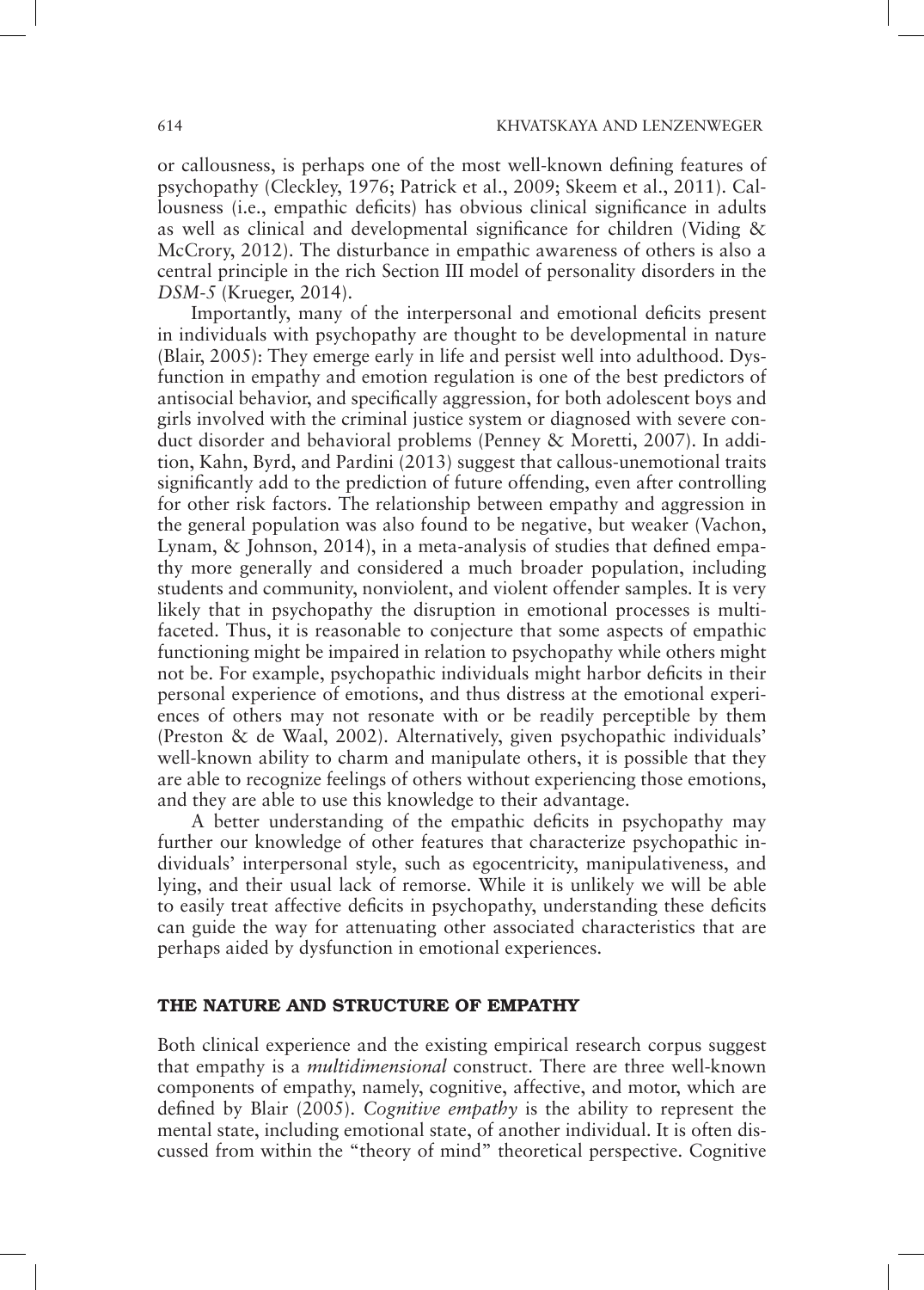or callousness, is perhaps one of the most well-known defining features of psychopathy (Cleckley, 1976; Patrick et al., 2009; Skeem et al., 2011). Callousness (i.e., empathic deficits) has obvious clinical significance in adults as well as clinical and developmental significance for children (Viding & McCrory, 2012). The disturbance in empathic awareness of others is also a central principle in the rich Section III model of personality disorders in the *DSM-5* (Krueger, 2014).

Importantly, many of the interpersonal and emotional deficits present in individuals with psychopathy are thought to be developmental in nature (Blair, 2005): They emerge early in life and persist well into adulthood. Dysfunction in empathy and emotion regulation is one of the best predictors of antisocial behavior, and specifically aggression, for both adolescent boys and girls involved with the criminal justice system or diagnosed with severe conduct disorder and behavioral problems (Penney & Moretti, 2007). In addition, Kahn, Byrd, and Pardini (2013) suggest that callous-unemotional traits significantly add to the prediction of future offending, even after controlling for other risk factors. The relationship between empathy and aggression in the general population was also found to be negative, but weaker (Vachon, Lynam, & Johnson, 2014), in a meta-analysis of studies that defined empathy more generally and considered a much broader population, including students and community, nonviolent, and violent offender samples. It is very likely that in psychopathy the disruption in emotional processes is multifaceted. Thus, it is reasonable to conjecture that some aspects of empathic functioning might be impaired in relation to psychopathy while others might not be. For example, psychopathic individuals might harbor deficits in their personal experience of emotions, and thus distress at the emotional experiences of others may not resonate with or be readily perceptible by them (Preston & de Waal, 2002). Alternatively, given psychopathic individuals' well-known ability to charm and manipulate others, it is possible that they are able to recognize feelings of others without experiencing those emotions, and they are able to use this knowledge to their advantage.

A better understanding of the empathic deficits in psychopathy may further our knowledge of other features that characterize psychopathic individuals' interpersonal style, such as egocentricity, manipulativeness, and lying, and their usual lack of remorse. While it is unlikely we will be able to easily treat affective deficits in psychopathy, understanding these deficits can guide the way for attenuating other associated characteristics that are perhaps aided by dysfunction in emotional experiences.

## THE NATURE AND STRUCTURE OF EMPATHY

Both clinical experience and the existing empirical research corpus suggest that empathy is a *multidimensional* construct. There are three well-known components of empathy, namely, cognitive, affective, and motor, which are defined by Blair (2005). *Cognitive empathy* is the ability to represent the mental state, including emotional state, of another individual. It is often discussed from within the "theory of mind" theoretical perspective. Cognitive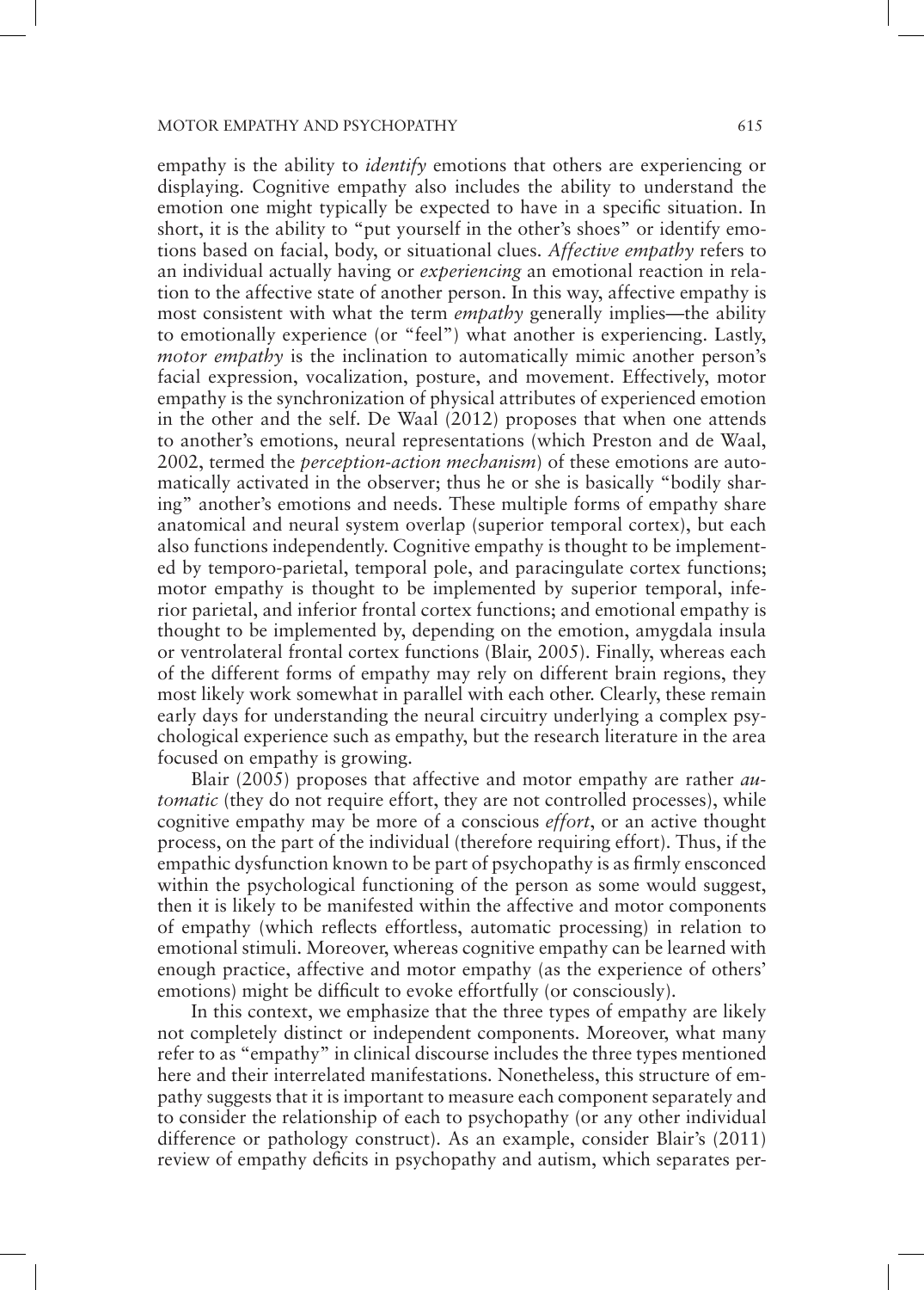empathy is the ability to *identify* emotions that others are experiencing or displaying. Cognitive empathy also includes the ability to understand the emotion one might typically be expected to have in a specific situation. In short, it is the ability to "put yourself in the other's shoes" or identify emotions based on facial, body, or situational clues. *Affective empathy* refers to an individual actually having or *experiencing* an emotional reaction in relation to the affective state of another person. In this way, affective empathy is most consistent with what the term *empathy* generally implies—the ability to emotionally experience (or "feel") what another is experiencing. Lastly, *motor empathy* is the inclination to automatically mimic another person's facial expression, vocalization, posture, and movement. Effectively, motor empathy is the synchronization of physical attributes of experienced emotion in the other and the self. De Waal (2012) proposes that when one attends to another's emotions, neural representations (which Preston and de Waal, 2002, termed the *perception-action mechanism*) of these emotions are automatically activated in the observer; thus he or she is basically "bodily sharing" another's emotions and needs. These multiple forms of empathy share anatomical and neural system overlap (superior temporal cortex), but each also functions independently. Cognitive empathy is thought to be implemented by temporo-parietal, temporal pole, and paracingulate cortex functions; motor empathy is thought to be implemented by superior temporal, inferior parietal, and inferior frontal cortex functions; and emotional empathy is thought to be implemented by, depending on the emotion, amygdala insula or ventrolateral frontal cortex functions (Blair, 2005). Finally, whereas each of the different forms of empathy may rely on different brain regions, they most likely work somewhat in parallel with each other. Clearly, these remain early days for understanding the neural circuitry underlying a complex psychological experience such as empathy, but the research literature in the area focused on empathy is growing.

Blair (2005) proposes that affective and motor empathy are rather *automatic* (they do not require effort, they are not controlled processes), while cognitive empathy may be more of a conscious *effort*, or an active thought process, on the part of the individual (therefore requiring effort). Thus, if the empathic dysfunction known to be part of psychopathy is as firmly ensconced within the psychological functioning of the person as some would suggest, then it is likely to be manifested within the affective and motor components of empathy (which reflects effortless, automatic processing) in relation to emotional stimuli. Moreover, whereas cognitive empathy can be learned with enough practice, affective and motor empathy (as the experience of others' emotions) might be difficult to evoke effortfully (or consciously).

In this context, we emphasize that the three types of empathy are likely not completely distinct or independent components. Moreover, what many refer to as "empathy" in clinical discourse includes the three types mentioned here and their interrelated manifestations. Nonetheless, this structure of empathy suggests that it is important to measure each component separately and to consider the relationship of each to psychopathy (or any other individual difference or pathology construct). As an example, consider Blair's (2011) review of empathy deficits in psychopathy and autism, which separates per-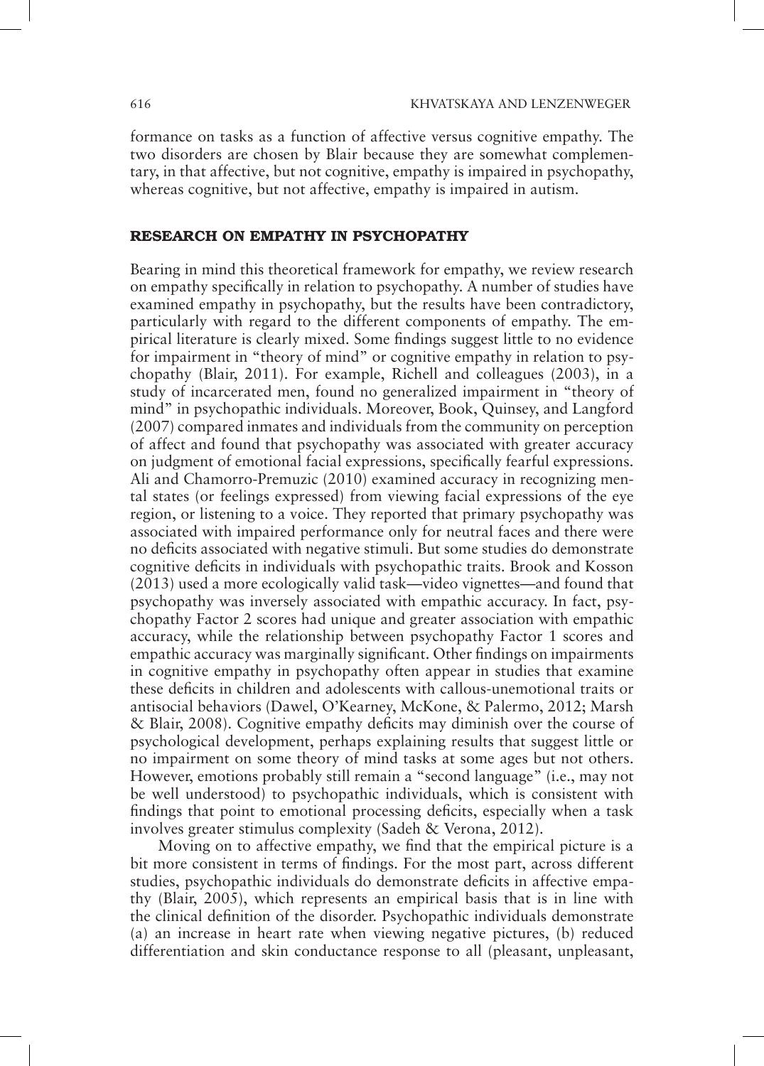formance on tasks as a function of affective versus cognitive empathy. The two disorders are chosen by Blair because they are somewhat complementary, in that affective, but not cognitive, empathy is impaired in psychopathy, whereas cognitive, but not affective, empathy is impaired in autism.

## RESEARCH ON EMPATHY IN PSYCHOPATHY

Bearing in mind this theoretical framework for empathy, we review research on empathy specifically in relation to psychopathy. A number of studies have examined empathy in psychopathy, but the results have been contradictory, particularly with regard to the different components of empathy. The empirical literature is clearly mixed. Some findings suggest little to no evidence for impairment in "theory of mind" or cognitive empathy in relation to psychopathy (Blair, 2011). For example, Richell and colleagues (2003), in a study of incarcerated men, found no generalized impairment in "theory of mind" in psychopathic individuals. Moreover, Book, Quinsey, and Langford (2007) compared inmates and individuals from the community on perception of affect and found that psychopathy was associated with greater accuracy on judgment of emotional facial expressions, specifically fearful expressions. Ali and Chamorro-Premuzic (2010) examined accuracy in recognizing mental states (or feelings expressed) from viewing facial expressions of the eye region, or listening to a voice. They reported that primary psychopathy was associated with impaired performance only for neutral faces and there were no deficits associated with negative stimuli. But some studies do demonstrate cognitive deficits in individuals with psychopathic traits. Brook and Kosson (2013) used a more ecologically valid task—video vignettes—and found that psychopathy was inversely associated with empathic accuracy. In fact, psychopathy Factor 2 scores had unique and greater association with empathic accuracy, while the relationship between psychopathy Factor 1 scores and empathic accuracy was marginally significant. Other findings on impairments in cognitive empathy in psychopathy often appear in studies that examine these deficits in children and adolescents with callous-unemotional traits or antisocial behaviors (Dawel, O'Kearney, McKone, & Palermo, 2012; Marsh & Blair, 2008). Cognitive empathy deficits may diminish over the course of psychological development, perhaps explaining results that suggest little or no impairment on some theory of mind tasks at some ages but not others. However, emotions probably still remain a "second language" (i.e., may not be well understood) to psychopathic individuals, which is consistent with findings that point to emotional processing deficits, especially when a task involves greater stimulus complexity (Sadeh & Verona, 2012).

Moving on to affective empathy, we find that the empirical picture is a bit more consistent in terms of findings. For the most part, across different studies, psychopathic individuals do demonstrate deficits in affective empathy (Blair, 2005), which represents an empirical basis that is in line with the clinical definition of the disorder. Psychopathic individuals demonstrate (a) an increase in heart rate when viewing negative pictures, (b) reduced differentiation and skin conductance response to all (pleasant, unpleasant,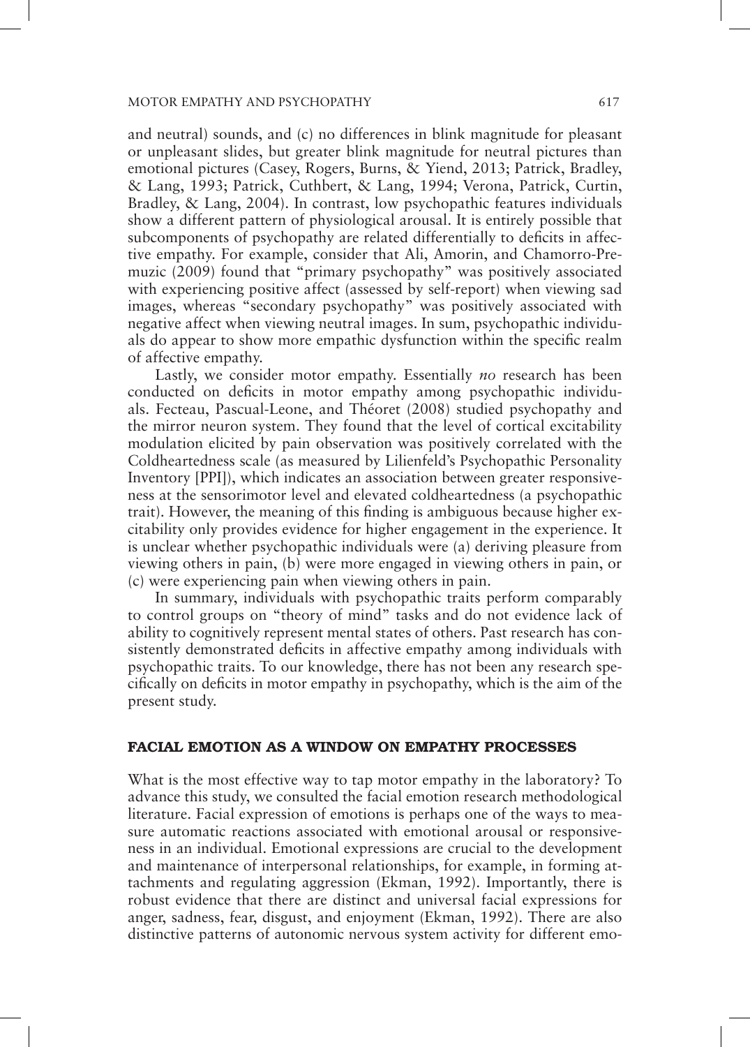and neutral) sounds, and (c) no differences in blink magnitude for pleasant or unpleasant slides, but greater blink magnitude for neutral pictures than emotional pictures (Casey, Rogers, Burns, & Yiend, 2013; Patrick, Bradley, & Lang, 1993; Patrick, Cuthbert, & Lang, 1994; Verona, Patrick, Curtin, Bradley, & Lang, 2004). In contrast, low psychopathic features individuals show a different pattern of physiological arousal. It is entirely possible that subcomponents of psychopathy are related differentially to deficits in affective empathy. For example, consider that Ali, Amorin, and Chamorro-Premuzic (2009) found that "primary psychopathy" was positively associated with experiencing positive affect (assessed by self-report) when viewing sad images, whereas "secondary psychopathy" was positively associated with negative affect when viewing neutral images. In sum, psychopathic individuals do appear to show more empathic dysfunction within the specific realm of affective empathy.

Lastly, we consider motor empathy. Essentially *no* research has been conducted on deficits in motor empathy among psychopathic individuals. Fecteau, Pascual-Leone, and Théoret (2008) studied psychopathy and the mirror neuron system. They found that the level of cortical excitability modulation elicited by pain observation was positively correlated with the Coldheartedness scale (as measured by Lilienfeld's Psychopathic Personality Inventory [PPI]), which indicates an association between greater responsiveness at the sensorimotor level and elevated coldheartedness (a psychopathic trait). However, the meaning of this finding is ambiguous because higher excitability only provides evidence for higher engagement in the experience. It is unclear whether psychopathic individuals were (a) deriving pleasure from viewing others in pain, (b) were more engaged in viewing others in pain, or (c) were experiencing pain when viewing others in pain.

In summary, individuals with psychopathic traits perform comparably to control groups on "theory of mind" tasks and do not evidence lack of ability to cognitively represent mental states of others. Past research has consistently demonstrated deficits in affective empathy among individuals with psychopathic traits. To our knowledge, there has not been any research specifically on deficits in motor empathy in psychopathy, which is the aim of the present study.

## FACIAL EMOTION AS A WINDOW ON EMPATHY PROCESSES

What is the most effective way to tap motor empathy in the laboratory? To advance this study, we consulted the facial emotion research methodological literature. Facial expression of emotions is perhaps one of the ways to measure automatic reactions associated with emotional arousal or responsiveness in an individual. Emotional expressions are crucial to the development and maintenance of interpersonal relationships, for example, in forming attachments and regulating aggression (Ekman, 1992). Importantly, there is robust evidence that there are distinct and universal facial expressions for anger, sadness, fear, disgust, and enjoyment (Ekman, 1992). There are also distinctive patterns of autonomic nervous system activity for different emo-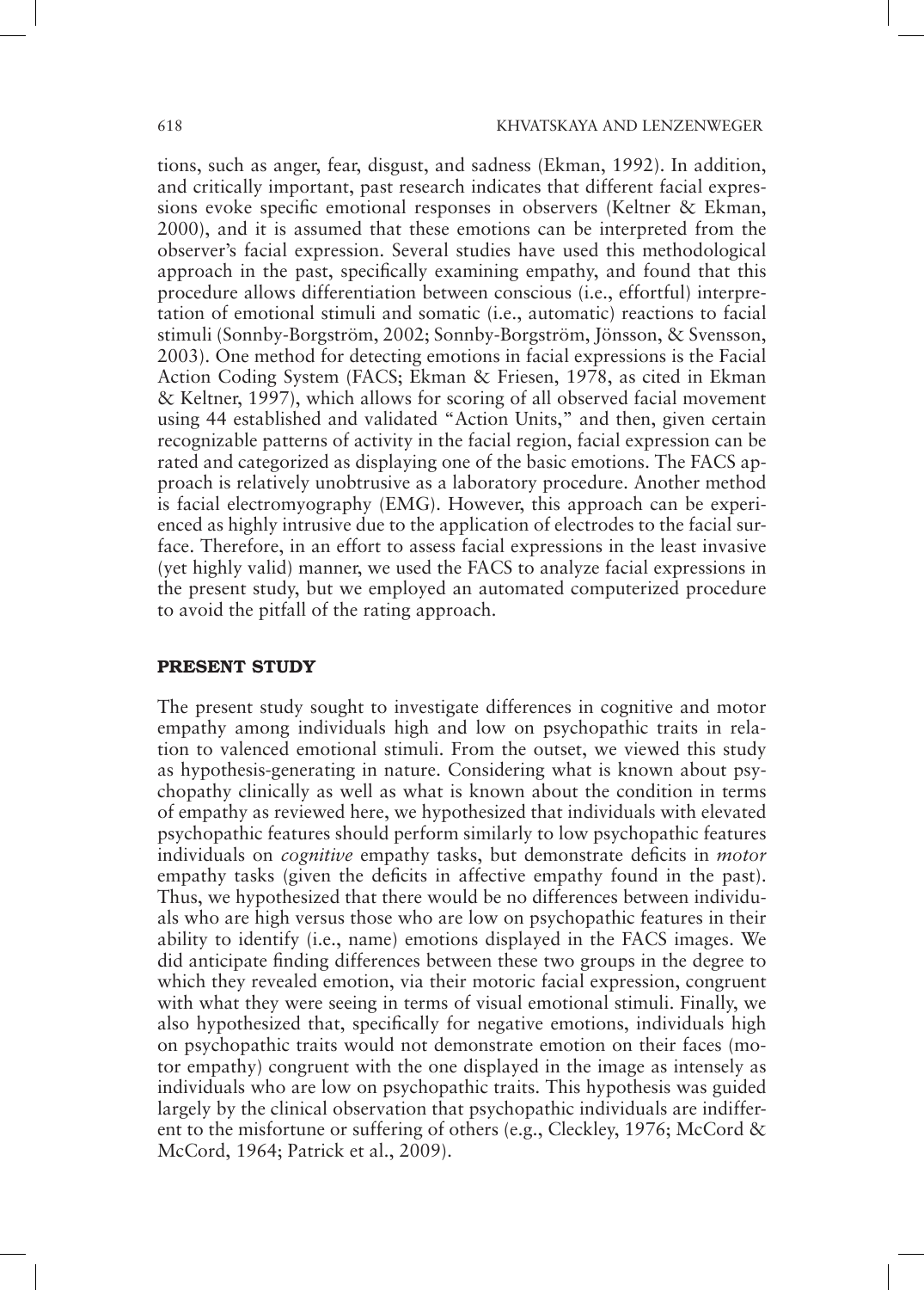tions, such as anger, fear, disgust, and sadness (Ekman, 1992). In addition, and critically important, past research indicates that different facial expressions evoke specific emotional responses in observers (Keltner & Ekman, 2000), and it is assumed that these emotions can be interpreted from the observer's facial expression. Several studies have used this methodological approach in the past, specifically examining empathy, and found that this procedure allows differentiation between conscious (i.e., effortful) interpretation of emotional stimuli and somatic (i.e., automatic) reactions to facial stimuli (Sonnby-Borgström, 2002; Sonnby-Borgström, Jönsson, & Svensson, 2003). One method for detecting emotions in facial expressions is the Facial Action Coding System (FACS; Ekman & Friesen, 1978, as cited in Ekman & Keltner, 1997), which allows for scoring of all observed facial movement using 44 established and validated "Action Units," and then, given certain recognizable patterns of activity in the facial region, facial expression can be rated and categorized as displaying one of the basic emotions. The FACS approach is relatively unobtrusive as a laboratory procedure. Another method is facial electromyography (EMG). However, this approach can be experienced as highly intrusive due to the application of electrodes to the facial surface. Therefore, in an effort to assess facial expressions in the least invasive (yet highly valid) manner, we used the FACS to analyze facial expressions in the present study, but we employed an automated computerized procedure to avoid the pitfall of the rating approach.

## PRESENT STUDY

The present study sought to investigate differences in cognitive and motor empathy among individuals high and low on psychopathic traits in relation to valenced emotional stimuli. From the outset, we viewed this study as hypothesis-generating in nature. Considering what is known about psychopathy clinically as well as what is known about the condition in terms of empathy as reviewed here, we hypothesized that individuals with elevated psychopathic features should perform similarly to low psychopathic features individuals on *cognitive* empathy tasks, but demonstrate deficits in *motor* empathy tasks (given the deficits in affective empathy found in the past). Thus, we hypothesized that there would be no differences between individuals who are high versus those who are low on psychopathic features in their ability to identify (i.e., name) emotions displayed in the FACS images. We did anticipate finding differences between these two groups in the degree to which they revealed emotion, via their motoric facial expression, congruent with what they were seeing in terms of visual emotional stimuli. Finally, we also hypothesized that, specifically for negative emotions, individuals high on psychopathic traits would not demonstrate emotion on their faces (motor empathy) congruent with the one displayed in the image as intensely as individuals who are low on psychopathic traits. This hypothesis was guided largely by the clinical observation that psychopathic individuals are indifferent to the misfortune or suffering of others (e.g., Cleckley, 1976; McCord & McCord, 1964; Patrick et al., 2009).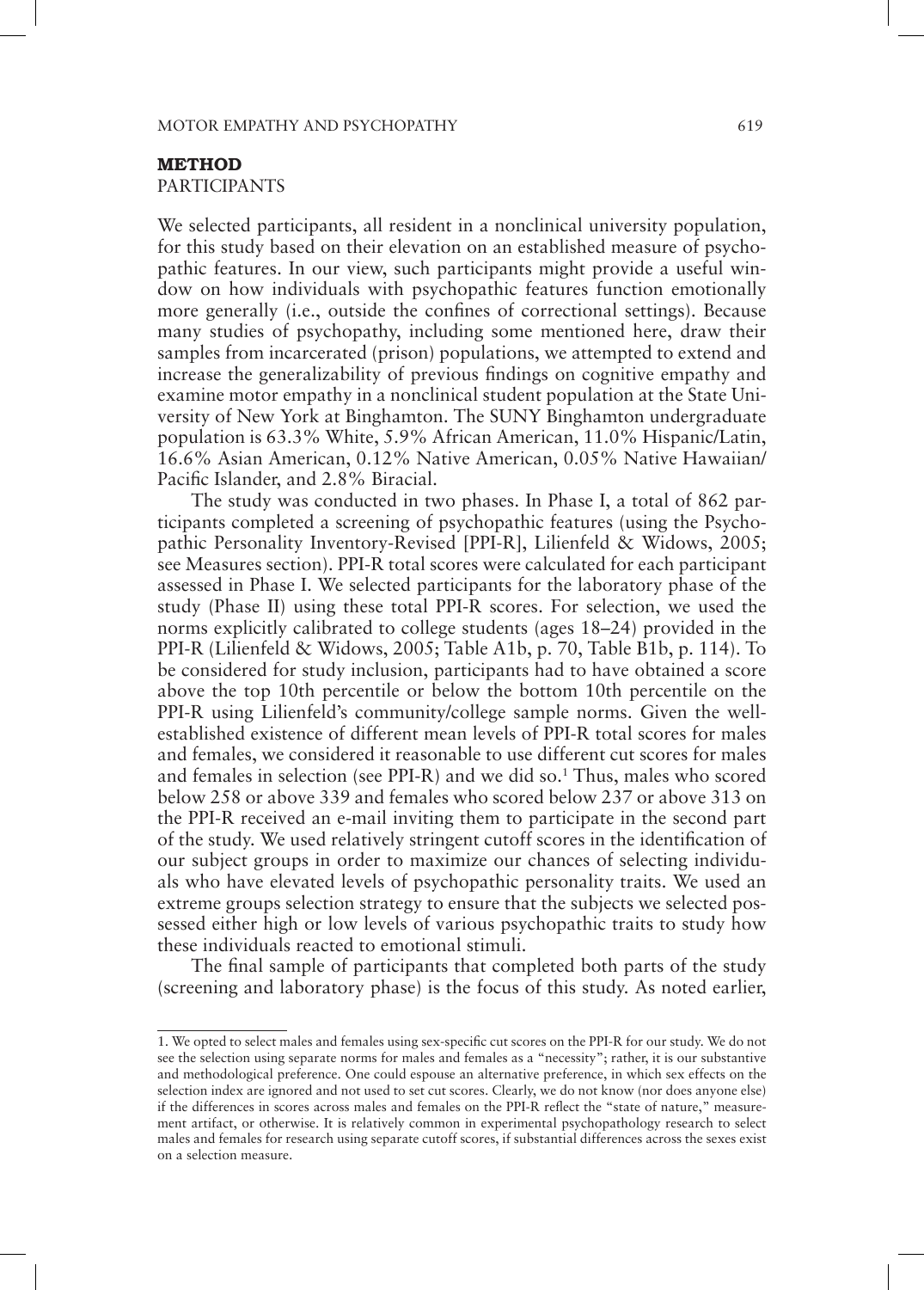## METHOD

### PARTICIPANTS

We selected participants, all resident in a nonclinical university population, for this study based on their elevation on an established measure of psychopathic features. In our view, such participants might provide a useful window on how individuals with psychopathic features function emotionally more generally (i.e., outside the confines of correctional settings). Because many studies of psychopathy, including some mentioned here, draw their samples from incarcerated (prison) populations, we attempted to extend and increase the generalizability of previous findings on cognitive empathy and examine motor empathy in a nonclinical student population at the State University of New York at Binghamton. The SUNY Binghamton undergraduate population is 63.3% White, 5.9% African American, 11.0% Hispanic/Latin, 16.6% Asian American, 0.12% Native American, 0.05% Native Hawaiian/Pacific Islander, and 2.8% Biracial.

The study was conducted in two phases. In Phase I, a total of 862 participants completed a screening of psychopathic features (using the Psychopathic Personality Inventory-Revised [PPI-R], Lilienfeld & Widows, 2005; see Measures section). PPI-R total scores were calculated for each participant assessed in Phase I. We selected participants for the laboratory phase of the study (Phase II) using these total PPI-R scores. For selection, we used the norms explicitly calibrated to college students (ages 18–24) provided in the PPI-R (Lilienfeld & Widows, 2005; Table A1b, p. 70, Table B1b, p. 114). To be considered for study inclusion, participants had to have obtained a score above the top 10th percentile or below the bottom 10th percentile on the PPI-R using Lilienfeld's community/college sample norms. Given the well-established existence of different mean levels of PPI-R total scores for males and females, we considered it reasonable to use different cut scores for males and females in selection (see PPI-R) and we did so.[1] Thus, males who scored below 258 or above 339 and females who scored below 237 or above 313 on the PPI-R received an e-mail inviting them to participate in the second part of the study. We used relatively stringent cutoff scores in the identification of our subject groups in order to maximize our chances of selecting individuals who have elevated levels of psychopathic personality traits. We used an extreme groups selection strategy to ensure that the subjects we selected possessed either high or low levels of various psychopathic traits to study how these individuals reacted to emotional stimuli.

The final sample of participants that completed both parts of the study (screening and laboratory phase) is the focus of this study. As noted earlier,

1. We opted to select males and females using sex-specific cut scores on the PPI-R for our study. We do not see the selection using separate norms for males and females as a "necessity"; rather, it is our substantive and methodological preference. One could espouse an alternative preference, in which sex effects on the selection index are ignored and not used to set cut scores. Clearly, we do not know (nor does anyone else) if the differences in scores across males and females on the PPI-R reflect the "state of nature," measurement artifact, or otherwise. It is relatively common in experimental psychopathology research to select males and females for research using separate cutoff scores, if substantial differences across the sexes exist on a selection measure.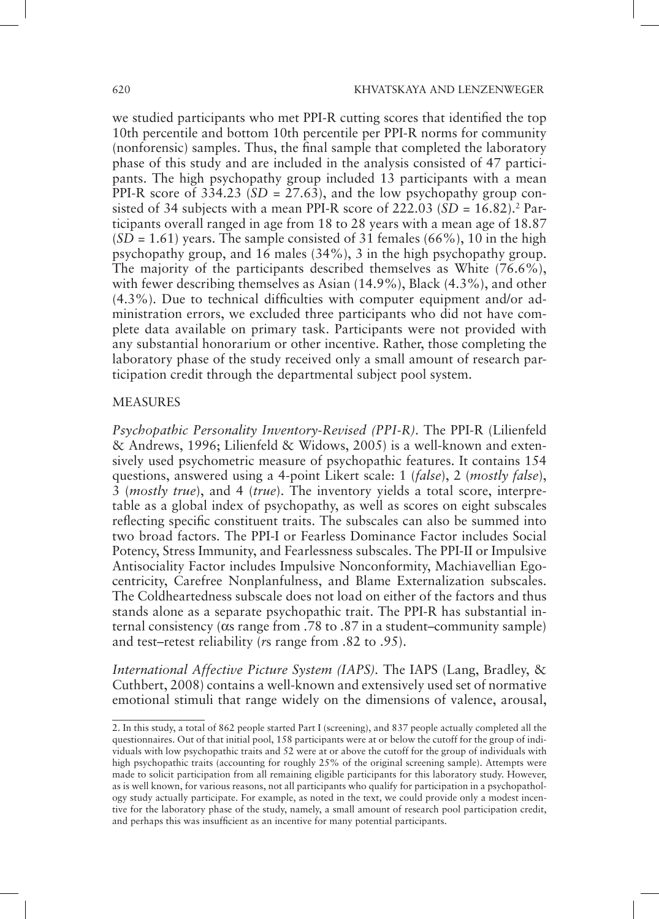we studied participants who met PPI-R cutting scores that identified the top 10th percentile and bottom 10th percentile per PPI-R norms for community (nonforensic) samples. Thus, the final sample that completed the laboratory phase of this study and are included in the analysis consisted of 47 participants. The high psychopathy group included 13 participants with a mean PPI-R score of 334.23 (*SD* = 27.63), and the low psychopathy group consisted of 34 subjects with a mean PPI-R score of 222.03 (*SD* = 16.82).[2] Participants overall ranged in age from 18 to 28 years with a mean age of 18.87 (*SD* = 1.61) years. The sample consisted of 31 females (66%), 10 in the high psychopathy group, and 16 males (34%), 3 in the high psychopathy group. The majority of the participants described themselves as White (76.6%), with fewer describing themselves as Asian (14.9%), Black (4.3%), and other (4.3%). Due to technical difficulties with computer equipment and/or administration errors, we excluded three participants who did not have complete data available on primary task. Participants were not provided with any substantial honorarium or other incentive. Rather, those completing the laboratory phase of the study received only a small amount of research participation credit through the departmental subject pool system.

## MEASURES

*Psychopathic Personality Inventory-Revised (PPI-R).* The PPI-R (Lilienfeld & Andrews, 1996; Lilienfeld & Widows, 2005) is a well-known and extensively used psychometric measure of psychopathic features. It contains 154 questions, answered using a 4-point Likert scale: 1 (*false*), 2 (*mostly false*), 3 (*mostly true*), and 4 (*true*). The inventory yields a total score, interpretable as a global index of psychopathy, as well as scores on eight subscales reflecting specific constituent traits. The subscales can also be summed into two broad factors. The PPI-I or Fearless Dominance Factor includes Social Potency, Stress Immunity, and Fearlessness subscales. The PPI-II or Impulsive Antisociality Factor includes Impulsive Nonconformity, Machiavellian Egocentricity, Carefree Nonplanfulness, and Blame Externalization subscales. The Coldheartedness subscale does not load on either of the factors and thus stands alone as a separate psychopathic trait. The PPI-R has substantial internal consistency ($\alpha$s range from .78 to .87 in a student–community sample) and test–retest reliability (*r*s range from .82 to .95).

*International Affective Picture System (IAPS).* The IAPS (Lang, Bradley, & Cuthbert, 2008) contains a well-known and extensively used set of normative emotional stimuli that range widely on the dimensions of valence, arousal,

---

2. In this study, a total of 862 people started Part I (screening), and 837 people actually completed all the questionnaires. Out of that initial pool, 158 participants were at or below the cutoff for the group of individuals with low psychopathic traits and 52 were at or above the cutoff for the group of individuals with high psychopathic traits (accounting for roughly 25% of the original screening sample). Attempts were made to solicit participation from all remaining eligible participants for this laboratory study. However, as is well known, for various reasons, not all participants who qualify for participation in a psychopathology study actually participate. For example, as noted in the text, we could provide only a modest incentive for the laboratory phase of the study, namely, a small amount of research pool participation credit, and perhaps this was insufficient as an incentive for many potential participants.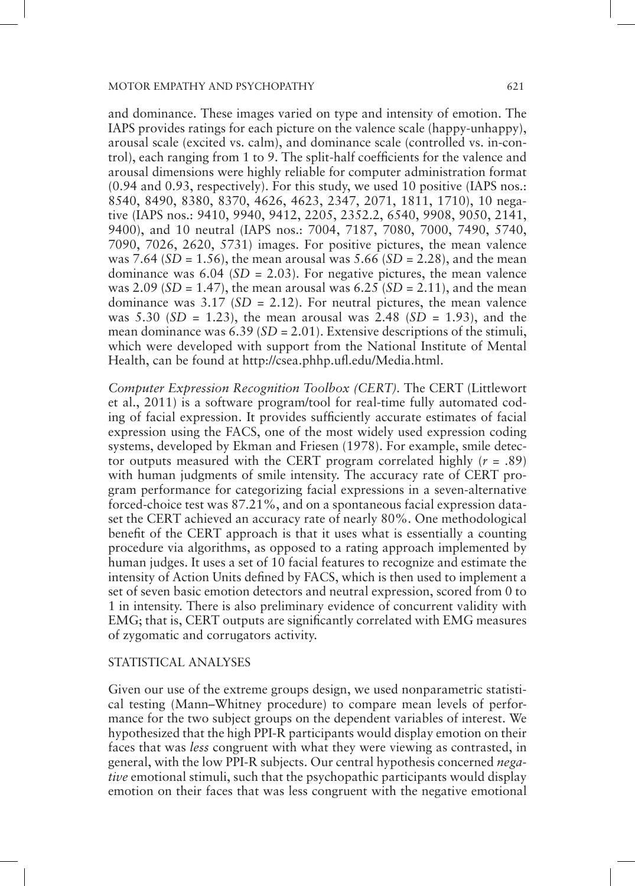and dominance. These images varied on type and intensity of emotion. The IAPS provides ratings for each picture on the valence scale (happy-unhappy), arousal scale (excited vs. calm), and dominance scale (controlled vs. in-control), each ranging from 1 to 9. The split-half coefficients for the valence and arousal dimensions were highly reliable for computer administration format (0.94 and 0.93, respectively). For this study, we used 10 positive (IAPS nos.: 8540, 8490, 8380, 8370, 4626, 4623, 2347, 2071, 1811, 1710), 10 negative (IAPS nos.: 9410, 9940, 9412, 2205, 2352.2, 6540, 9908, 9050, 2141, 9400), and 10 neutral (IAPS nos.: 7004, 7187, 7080, 7000, 7490, 5740, 7090, 7026, 2620, 5731) images. For positive pictures, the mean valence was 7.64 ($SD$ = 1.56), the mean arousal was 5.66 ($SD$ = 2.28), and the mean dominance was 6.04 ($SD$ = 2.03). For negative pictures, the mean valence was 2.09 ($SD$ = 1.47), the mean arousal was 6.25 ($SD$ = 2.11), and the mean dominance was 3.17 ($SD$ = 2.12). For neutral pictures, the mean valence was 5.30 ($SD$ = 1.23), the mean arousal was 2.48 ($SD$ = 1.93), and the mean dominance was 6.39 ($SD$ = 2.01). Extensive descriptions of the stimuli, which were developed with support from the National Institute of Mental Health, can be found at http://csea.phhp.ufl.edu/Media.html.

*Computer Expression Recognition Toolbox (CERT).* The CERT (Littlewort et al., 2011) is a software program/tool for real-time fully automated coding of facial expression. It provides sufficiently accurate estimates of facial expression using the FACS, one of the most widely used expression coding systems, developed by Ekman and Friesen (1978). For example, smile detector outputs measured with the CERT program correlated highly ($r$ = .89) with human judgments of smile intensity. The accuracy rate of CERT program performance for categorizing facial expressions in a seven-alternative forced-choice test was 87.21%, and on a spontaneous facial expression dataset the CERT achieved an accuracy rate of nearly 80%. One methodological benefit of the CERT approach is that it uses what is essentially a counting procedure via algorithms, as opposed to a rating approach implemented by human judges. It uses a set of 10 facial features to recognize and estimate the intensity of Action Units defined by FACS, which is then used to implement a set of seven basic emotion detectors and neutral expression, scored from 0 to 1 in intensity. There is also preliminary evidence of concurrent validity with EMG; that is, CERT outputs are significantly correlated with EMG measures of zygomatic and corrugators activity.

## STATISTICAL ANALYSES

Given our use of the extreme groups design, we used nonparametric statistical testing (Mann–Whitney procedure) to compare mean levels of performance for the two subject groups on the dependent variables of interest. We hypothesized that the high PPI-R participants would display emotion on their faces that was *less* congruent with what they were viewing as contrasted, in general, with the low PPI-R subjects. Our central hypothesis concerned *negative* emotional stimuli, such that the psychopathic participants would display emotion on their faces that was less congruent with the negative emotional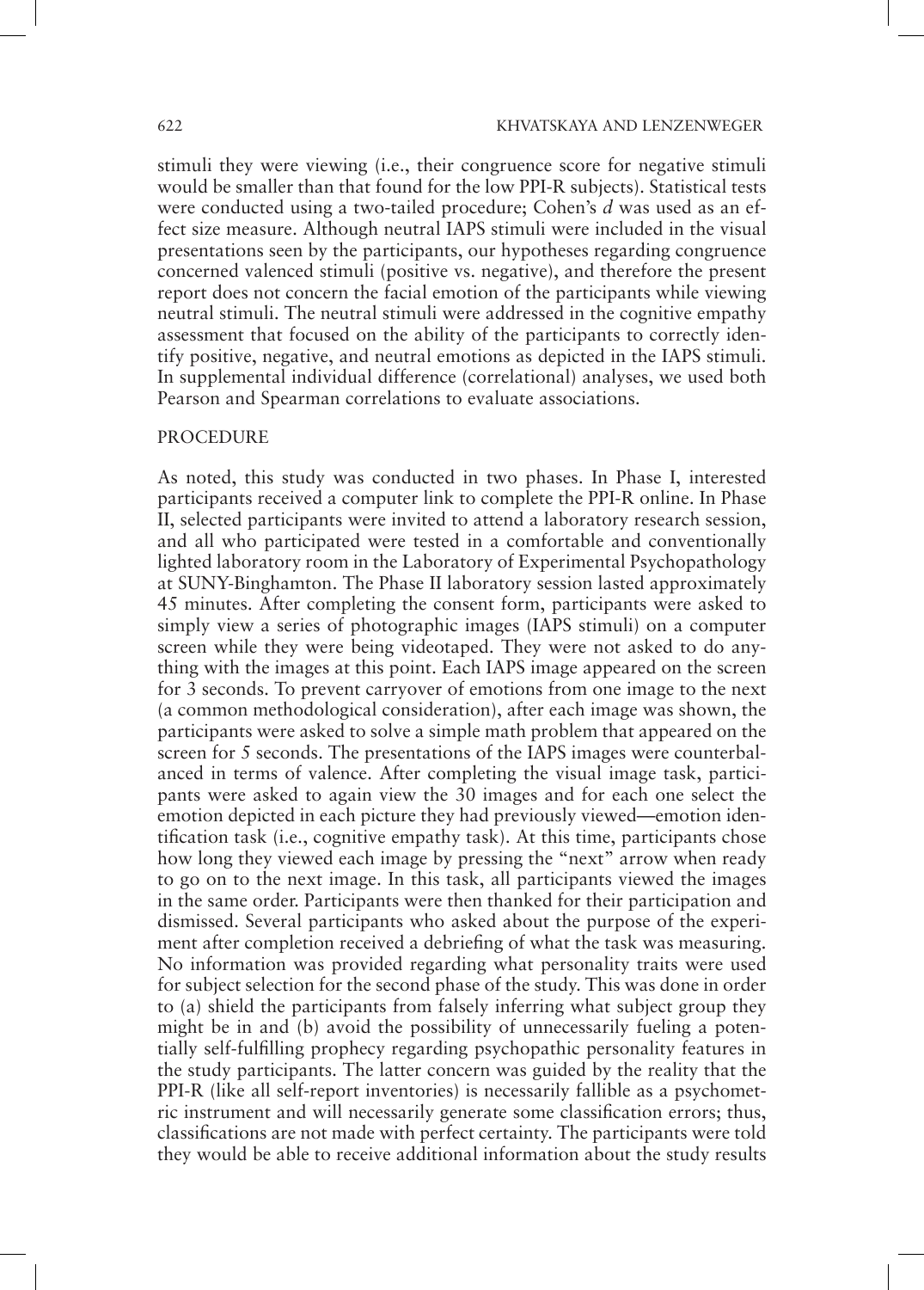stimuli they were viewing (i.e., their congruence score for negative stimuli would be smaller than that found for the low PPI-R subjects). Statistical tests were conducted using a two-tailed procedure; Cohen's *d* was used as an effect size measure. Although neutral IAPS stimuli were included in the visual presentations seen by the participants, our hypotheses regarding congruence concerned valenced stimuli (positive vs. negative), and therefore the present report does not concern the facial emotion of the participants while viewing neutral stimuli. The neutral stimuli were addressed in the cognitive empathy assessment that focused on the ability of the participants to correctly identify positive, negative, and neutral emotions as depicted in the IAPS stimuli. In supplemental individual difference (correlational) analyses, we used both Pearson and Spearman correlations to evaluate associations.

## PROCEDURE

As noted, this study was conducted in two phases. In Phase I, interested participants received a computer link to complete the PPI-R online. In Phase II, selected participants were invited to attend a laboratory research session, and all who participated were tested in a comfortable and conventionally lighted laboratory room in the Laboratory of Experimental Psychopathology at SUNY-Binghamton. The Phase II laboratory session lasted approximately 45 minutes. After completing the consent form, participants were asked to simply view a series of photographic images (IAPS stimuli) on a computer screen while they were being videotaped. They were not asked to do anything with the images at this point. Each IAPS image appeared on the screen for 3 seconds. To prevent carryover of emotions from one image to the next (a common methodological consideration), after each image was shown, the participants were asked to solve a simple math problem that appeared on the screen for 5 seconds. The presentations of the IAPS images were counterbalanced in terms of valence. After completing the visual image task, participants were asked to again view the 30 images and for each one select the emotion depicted in each picture they had previously viewed—emotion identification task (i.e., cognitive empathy task). At this time, participants chose how long they viewed each image by pressing the "next" arrow when ready to go on to the next image. In this task, all participants viewed the images in the same order. Participants were then thanked for their participation and dismissed. Several participants who asked about the purpose of the experiment after completion received a debriefing of what the task was measuring. No information was provided regarding what personality traits were used for subject selection for the second phase of the study. This was done in order to (a) shield the participants from falsely inferring what subject group they might be in and (b) avoid the possibility of unnecessarily fueling a potentially self-fulfilling prophecy regarding psychopathic personality features in the study participants. The latter concern was guided by the reality that the PPI-R (like all self-report inventories) is necessarily fallible as a psychometric instrument and will necessarily generate some classification errors; thus, classifications are not made with perfect certainty. The participants were told they would be able to receive additional information about the study results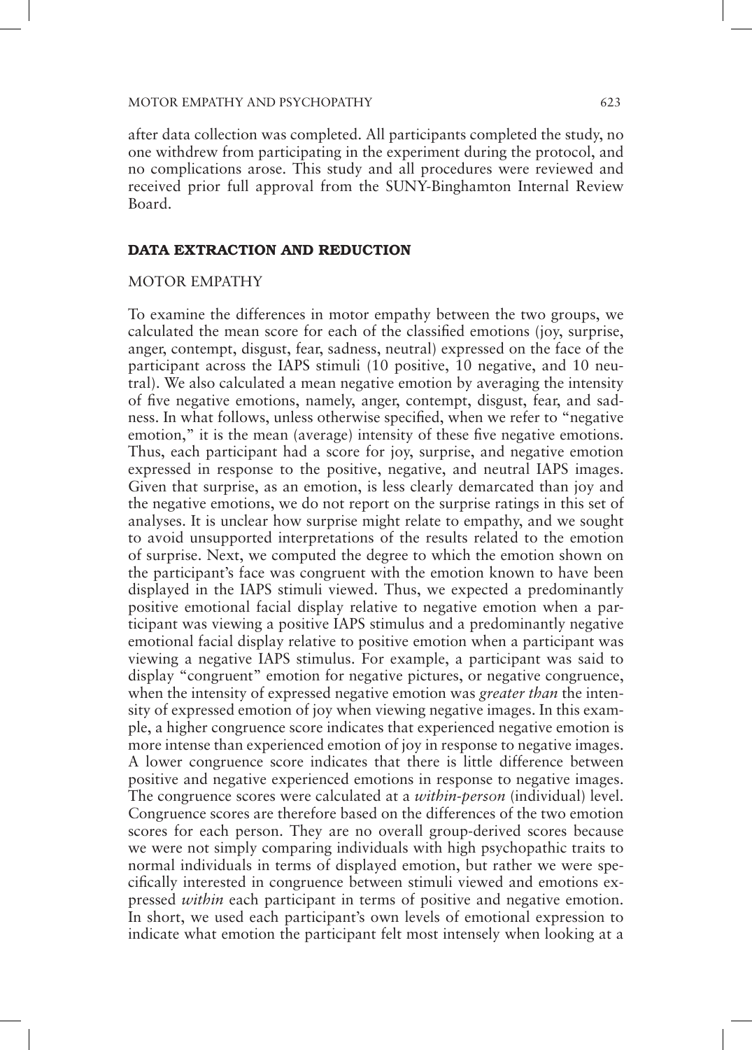after data collection was completed. All participants completed the study, no one withdrew from participating in the experiment during the protocol, and no complications arose. This study and all procedures were reviewed and received prior full approval from the SUNY-Binghamton Internal Review Board.

## DATA EXTRACTION AND REDUCTION

### MOTOR EMPATHY

To examine the differences in motor empathy between the two groups, we calculated the mean score for each of the classified emotions (joy, surprise, anger, contempt, disgust, fear, sadness, neutral) expressed on the face of the participant across the IAPS stimuli (10 positive, 10 negative, and 10 neutral). We also calculated a mean negative emotion by averaging the intensity of five negative emotions, namely, anger, contempt, disgust, fear, and sadness. In what follows, unless otherwise specified, when we refer to "negative emotion," it is the mean (average) intensity of these five negative emotions. Thus, each participant had a score for joy, surprise, and negative emotion expressed in response to the positive, negative, and neutral IAPS images. Given that surprise, as an emotion, is less clearly demarcated than joy and the negative emotions, we do not report on the surprise ratings in this set of analyses. It is unclear how surprise might relate to empathy, and we sought to avoid unsupported interpretations of the results related to the emotion of surprise. Next, we computed the degree to which the emotion shown on the participant's face was congruent with the emotion known to have been displayed in the IAPS stimuli viewed. Thus, we expected a predominantly positive emotional facial display relative to negative emotion when a participant was viewing a positive IAPS stimulus and a predominantly negative emotional facial display relative to positive emotion when a participant was viewing a negative IAPS stimulus. For example, a participant was said to display "congruent" emotion for negative pictures, or negative congruence, when the intensity of expressed negative emotion was *greater than* the intensity of expressed emotion of joy when viewing negative images. In this example, a higher congruence score indicates that experienced negative emotion is more intense than experienced emotion of joy in response to negative images. A lower congruence score indicates that there is little difference between positive and negative experienced emotions in response to negative images. The congruence scores were calculated at a *within-person* (individual) level. Congruence scores are therefore based on the differences of the two emotion scores for each person. They are no overall group-derived scores because we were not simply comparing individuals with high psychopathic traits to normal individuals in terms of displayed emotion, but rather we were specifically interested in congruence between stimuli viewed and emotions expressed *within* each participant in terms of positive and negative emotion. In short, we used each participant's own levels of emotional expression to indicate what emotion the participant felt most intensely when looking at a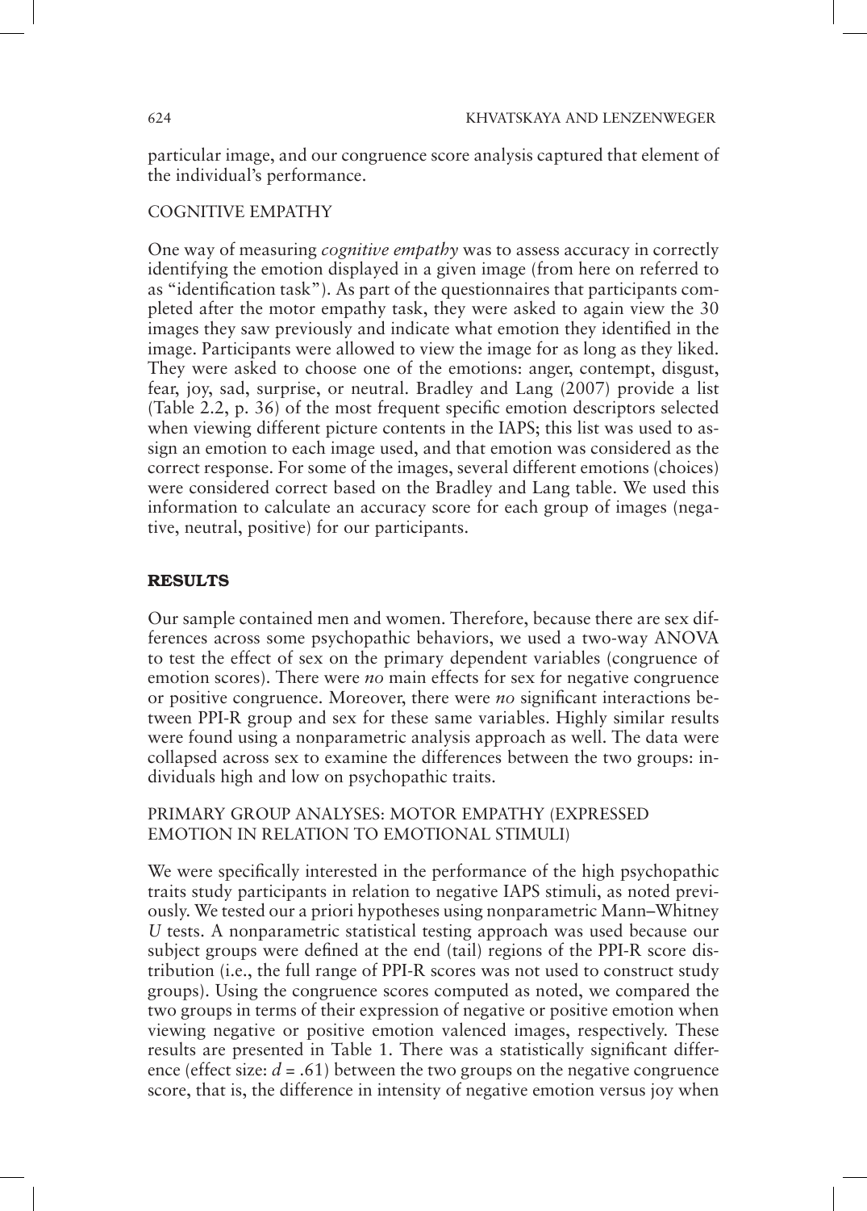particular image, and our congruence score analysis captured that element of the individual's performance.

### COGNITIVE EMPATHY

One way of measuring *cognitive empathy* was to assess accuracy in correctly identifying the emotion displayed in a given image (from here on referred to as "identification task"). As part of the questionnaires that participants completed after the motor empathy task, they were asked to again view the 30 images they saw previously and indicate what emotion they identified in the image. Participants were allowed to view the image for as long as they liked. They were asked to choose one of the emotions: anger, contempt, disgust, fear, joy, sad, surprise, or neutral. Bradley and Lang (2007) provide a list (Table 2.2, p. 36) of the most frequent specific emotion descriptors selected when viewing different picture contents in the IAPS; this list was used to assign an emotion to each image used, and that emotion was considered as the correct response. For some of the images, several different emotions (choices) were considered correct based on the Bradley and Lang table. We used this information to calculate an accuracy score for each group of images (negative, neutral, positive) for our participants.

## RESULTS

Our sample contained men and women. Therefore, because there are sex differences across some psychopathic behaviors, we used a two-way ANOVA to test the effect of sex on the primary dependent variables (congruence of emotion scores). There were *no* main effects for sex for negative congruence or positive congruence. Moreover, there were *no* significant interactions between PPI-R group and sex for these same variables. Highly similar results were found using a nonparametric analysis approach as well. The data were collapsed across sex to examine the differences between the two groups: individuals high and low on psychopathic traits.

### PRIMARY GROUP ANALYSES: MOTOR EMPATHY (EXPRESSED EMOTION IN RELATION TO EMOTIONAL STIMULI)

We were specifically interested in the performance of the high psychopathic traits study participants in relation to negative IAPS stimuli, as noted previously. We tested our a priori hypotheses using nonparametric Mann–Whitney *U* tests. A nonparametric statistical testing approach was used because our subject groups were defined at the end (tail) regions of the PPI-R score distribution (i.e., the full range of PPI-R scores was not used to construct study groups). Using the congruence scores computed as noted, we compared the two groups in terms of their expression of negative or positive emotion when viewing negative or positive emotion valenced images, respectively. These results are presented in Table 1. There was a statistically significant difference (effect size: $d = .61$) between the two groups on the negative congruence score, that is, the difference in intensity of negative emotion versus joy when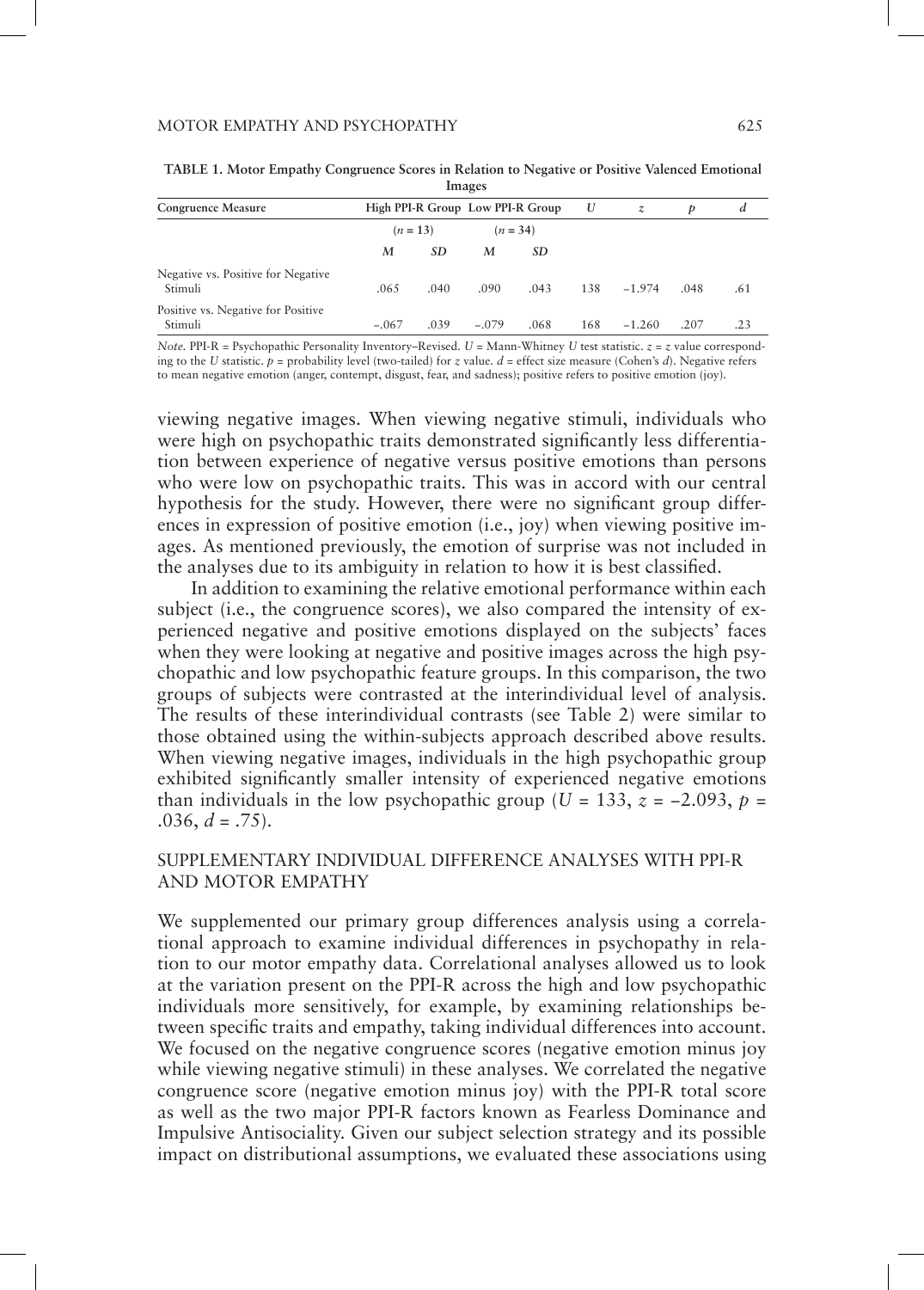**TABLE 1. Motor Empathy Congruence Scores in Relation to Negative or Positive Valenced Emotional Images**

| Congruence Measure | High PPI-R Group | | Low PPI-R Group | | $U$ | $z$ | $p$ | $d$ |
|---|---|---|---|---|---|---|---|---|
| | ($n$ = 13) | | ($n$ = 34) | | | | | |
| | $M$ | $SD$ | $M$ | $SD$ | | | | |
| Negative vs. Positive for Negative Stimuli | .065 | .040 | .090 | .043 | 138 | −1.974 | .048 | .61 |
| Positive vs. Negative for Positive Stimuli | −.067 | .039 | −.079 | .068 | 168 | −1.260 | .207 | .23 |

*Note.* PPI-R = Psychopathic Personality Inventory–Revised. $U$ = Mann-Whitney $U$ test statistic. $z$ = $z$ value corresponding to the $U$ statistic. $p$ = probability level (two-tailed) for $z$ value. $d$ = effect size measure (Cohen's $d$). Negative refers to mean negative emotion (anger, contempt, disgust, fear, and sadness); positive refers to positive emotion (joy).

viewing negative images. When viewing negative stimuli, individuals who were high on psychopathic traits demonstrated significantly less differentiation between experience of negative versus positive emotions than persons who were low on psychopathic traits. This was in accord with our central hypothesis for the study. However, there were no significant group differences in expression of positive emotion (i.e., joy) when viewing positive images. As mentioned previously, the emotion of surprise was not included in the analyses due to its ambiguity in relation to how it is best classified.

In addition to examining the relative emotional performance within each subject (i.e., the congruence scores), we also compared the intensity of experienced negative and positive emotions displayed on the subjects' faces when they were looking at negative and positive images across the high psychopathic and low psychopathic feature groups. In this comparison, the two groups of subjects were contrasted at the interindividual level of analysis. The results of these interindividual contrasts (see Table 2) were similar to those obtained using the within-subjects approach described above results. When viewing negative images, individuals in the high psychopathic group exhibited significantly smaller intensity of experienced negative emotions than individuals in the low psychopathic group ($U$ = 133, $z$ = −2.093, $p$ = .036, $d$ = .75).

## SUPPLEMENTARY INDIVIDUAL DIFFERENCE ANALYSES WITH PPI-R AND MOTOR EMPATHY

We supplemented our primary group differences analysis using a correlational approach to examine individual differences in psychopathy in relation to our motor empathy data. Correlational analyses allowed us to look at the variation present on the PPI-R across the high and low psychopathic individuals more sensitively, for example, by examining relationships between specific traits and empathy, taking individual differences into account. We focused on the negative congruence scores (negative emotion minus joy while viewing negative stimuli) in these analyses. We correlated the negative congruence score (negative emotion minus joy) with the PPI-R total score as well as the two major PPI-R factors known as Fearless Dominance and Impulsive Antisociality. Given our subject selection strategy and its possible impact on distributional assumptions, we evaluated these associations using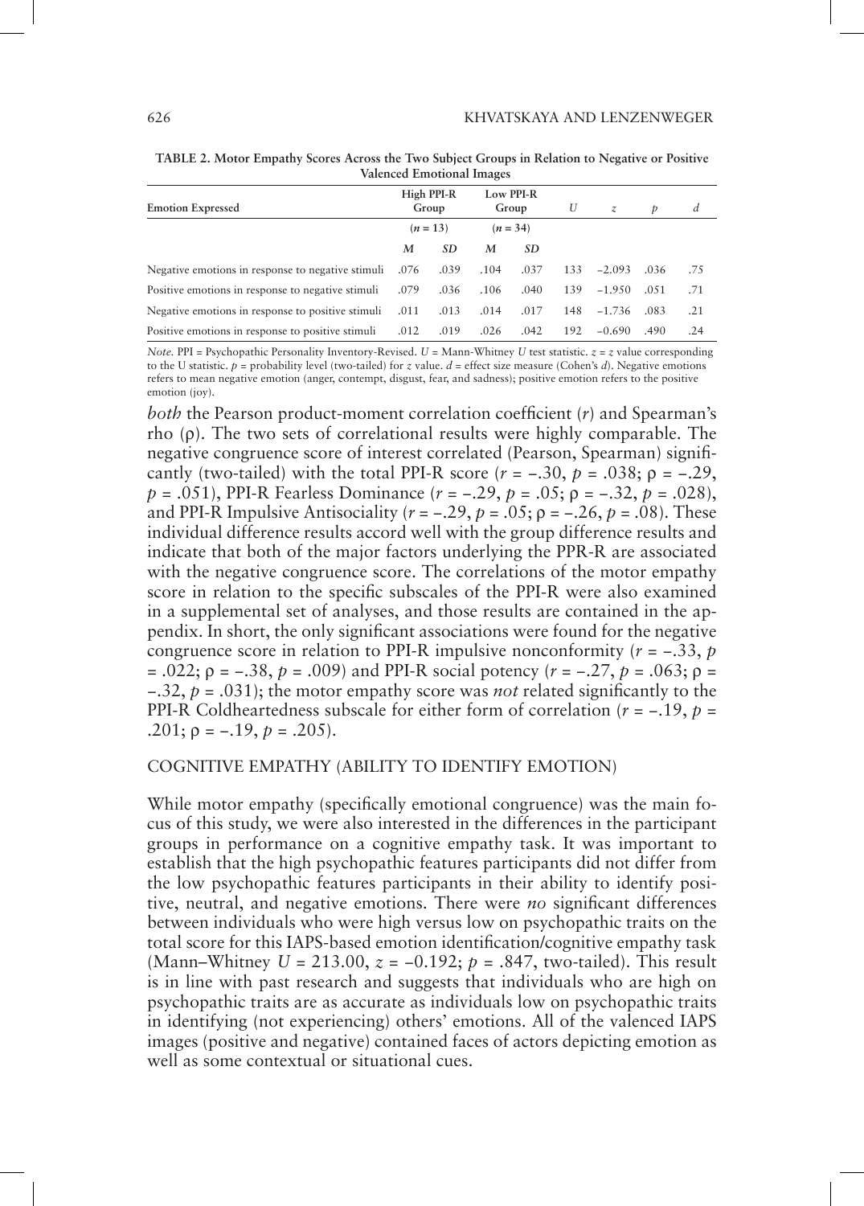**TABLE 2. Motor Empathy Scores Across the Two Subject Groups in Relation to Negative or Positive Valenced Emotional Images**

| Emotion Expressed | High PPI-R Group | | Low PPI-R Group | | $U$ | $z$ | $p$ | $d$ |
|---|---|---|---|---|---|---|---|---|
| | ($n$ = 13) | | ($n$ = 34) | | | | | |
| | $M$ | $SD$ | $M$ | $SD$ | | | | |
| Negative emotions in response to negative stimuli | .076 | .039 | .104 | .037 | 133 | −2.093 | .036 | .75 |
| Positive emotions in response to negative stimuli | .079 | .036 | .106 | .040 | 139 | −1.950 | .051 | .71 |
| Negative emotions in response to positive stimuli | .011 | .013 | .014 | .017 | 148 | −1.736 | .083 | .21 |
| Positive emotions in response to positive stimuli | .012 | .019 | .026 | .042 | 192 | −0.690 | .490 | .24 |

*Note.* PPI = Psychopathic Personality Inventory-Revised. $U$ = Mann-Whitney $U$ test statistic. $z$ = $z$ value corresponding to the U statistic. $p$ = probability level (two-tailed) for $z$ value. $d$ = effect size measure (Cohen's $d$). Negative emotions refers to mean negative emotion (anger, contempt, disgust, fear, and sadness); positive emotion refers to the positive emotion (joy).

*both* the Pearson product-moment correlation coefficient ($r$) and Spearman's rho ($\rho$). The two sets of correlational results were highly comparable. The negative congruence score of interest correlated (Pearson, Spearman) significantly (two-tailed) with the total PPI-R score ($r = -.30$, $p = .038$; $\rho = -.29$, $p = .051$), PPI-R Fearless Dominance ($r = -.29$, $p = .05$; $\rho = -.32$, $p = .028$), and PPI-R Impulsive Antisociality ($r = -.29$, $p = .05$; $\rho = -.26$, $p = .08$). These individual difference results accord well with the group difference results and indicate that both of the major factors underlying the PPR-R are associated with the negative congruence score. The correlations of the motor empathy score in relation to the specific subscales of the PPI-R were also examined in a supplemental set of analyses, and those results are contained in the appendix. In short, the only significant associations were found for the negative congruence score in relation to PPI-R impulsive nonconformity ($r = -.33$, $p = .022$; $\rho = -.38$, $p = .009$) and PPI-R social potency ($r = -.27$, $p = .063$; $\rho = -.32$, $p = .031$); the motor empathy score was *not* related significantly to the PPI-R Coldheartedness subscale for either form of correlation ($r = -.19$, $p = .201$; $\rho = -.19$, $p = .205$).

## COGNITIVE EMPATHY (ABILITY TO IDENTIFY EMOTION)

While motor empathy (specifically emotional congruence) was the main focus of this study, we were also interested in the differences in the participant groups in performance on a cognitive empathy task. It was important to establish that the high psychopathic features participants did not differ from the low psychopathic features participants in their ability to identify positive, neutral, and negative emotions. There were *no* significant differences between individuals who were high versus low on psychopathic traits on the total score for this IAPS-based emotion identification/cognitive empathy task (Mann–Whitney $U = 213.00$, $z = -0.192$; $p = .847$, two-tailed). This result is in line with past research and suggests that individuals who are high on psychopathic traits are as accurate as individuals low on psychopathic traits in identifying (not experiencing) others' emotions. All of the valenced IAPS images (positive and negative) contained faces of actors depicting emotion as well as some contextual or situational cues.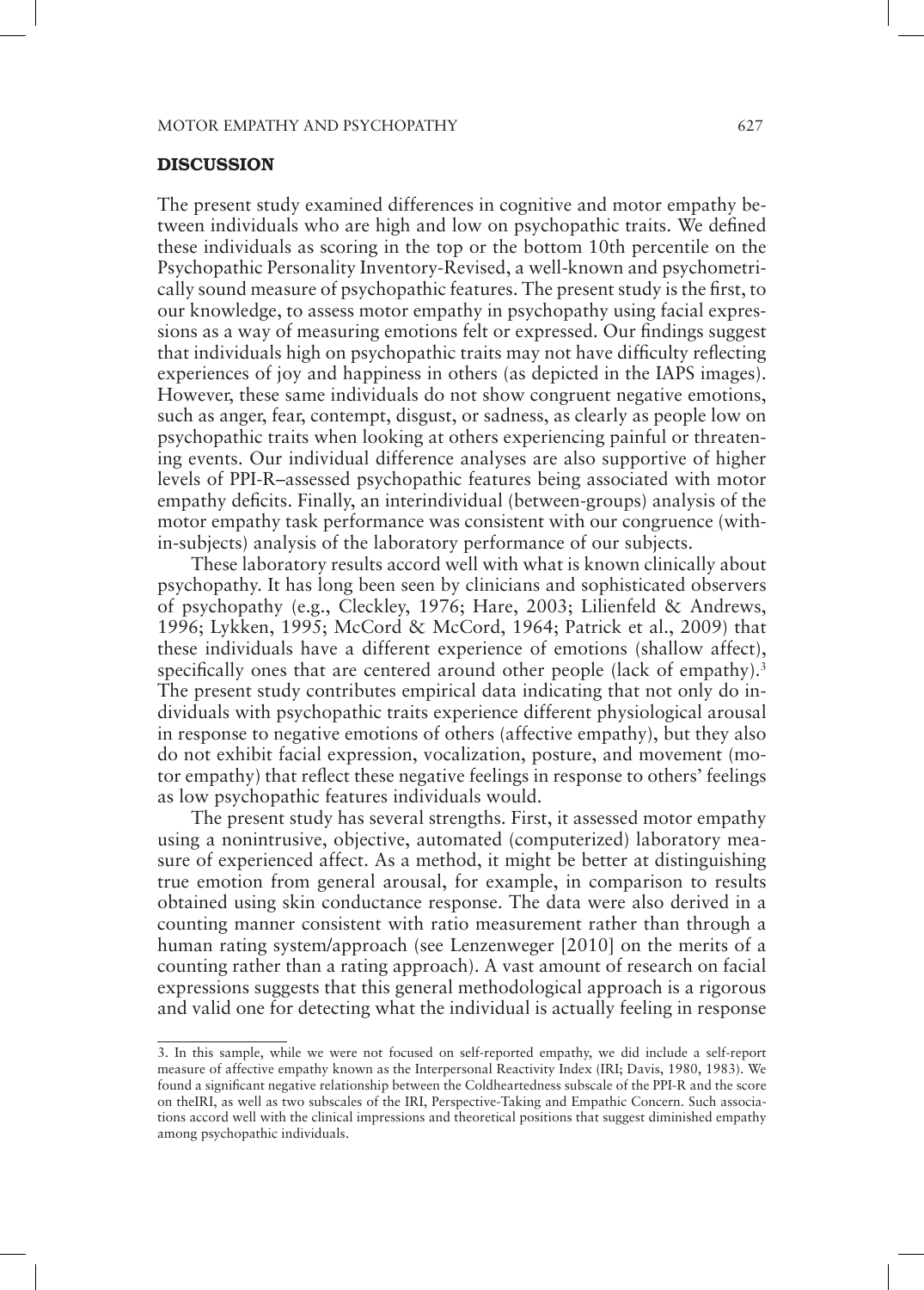## DISCUSSION

The present study examined differences in cognitive and motor empathy between individuals who are high and low on psychopathic traits. We defined these individuals as scoring in the top or the bottom 10th percentile on the Psychopathic Personality Inventory-Revised, a well-known and psychometrically sound measure of psychopathic features. The present study is the first, to our knowledge, to assess motor empathy in psychopathy using facial expressions as a way of measuring emotions felt or expressed. Our findings suggest that individuals high on psychopathic traits may not have difficulty reflecting experiences of joy and happiness in others (as depicted in the IAPS images). However, these same individuals do not show congruent negative emotions, such as anger, fear, contempt, disgust, or sadness, as clearly as people low on psychopathic traits when looking at others experiencing painful or threatening events. Our individual difference analyses are also supportive of higher levels of PPI-R–assessed psychopathic features being associated with motor empathy deficits. Finally, an interindividual (between-groups) analysis of the motor empathy task performance was consistent with our congruence (within-subjects) analysis of the laboratory performance of our subjects.

These laboratory results accord well with what is known clinically about psychopathy. It has long been seen by clinicians and sophisticated observers of psychopathy (e.g., Cleckley, 1976; Hare, 2003; Lilienfeld & Andrews, 1996; Lykken, 1995; McCord & McCord, 1964; Patrick et al., 2009) that these individuals have a different experience of emotions (shallow affect), specifically ones that are centered around other people (lack of empathy).[3] The present study contributes empirical data indicating that not only do individuals with psychopathic traits experience different physiological arousal in response to negative emotions of others (affective empathy), but they also do not exhibit facial expression, vocalization, posture, and movement (motor empathy) that reflect these negative feelings in response to others' feelings as low psychopathic features individuals would.

The present study has several strengths. First, it assessed motor empathy using a nonintrusive, objective, automated (computerized) laboratory measure of experienced affect. As a method, it might be better at distinguishing true emotion from general arousal, for example, in comparison to results obtained using skin conductance response. The data were also derived in a counting manner consistent with ratio measurement rather than through a human rating system/approach (see Lenzenweger [2010] on the merits of a counting rather than a rating approach). A vast amount of research on facial expressions suggests that this general methodological approach is a rigorous and valid one for detecting what the individual is actually feeling in response

3. In this sample, while we were not focused on self-reported empathy, we did include a self-report measure of affective empathy known as the Interpersonal Reactivity Index (IRI; Davis, 1980, 1983). We found a significant negative relationship between the Coldheartedness subscale of the PPI-R and the score on theIRI, as well as two subscales of the IRI, Perspective-Taking and Empathic Concern. Such associations accord well with the clinical impressions and theoretical positions that suggest diminished empathy among psychopathic individuals.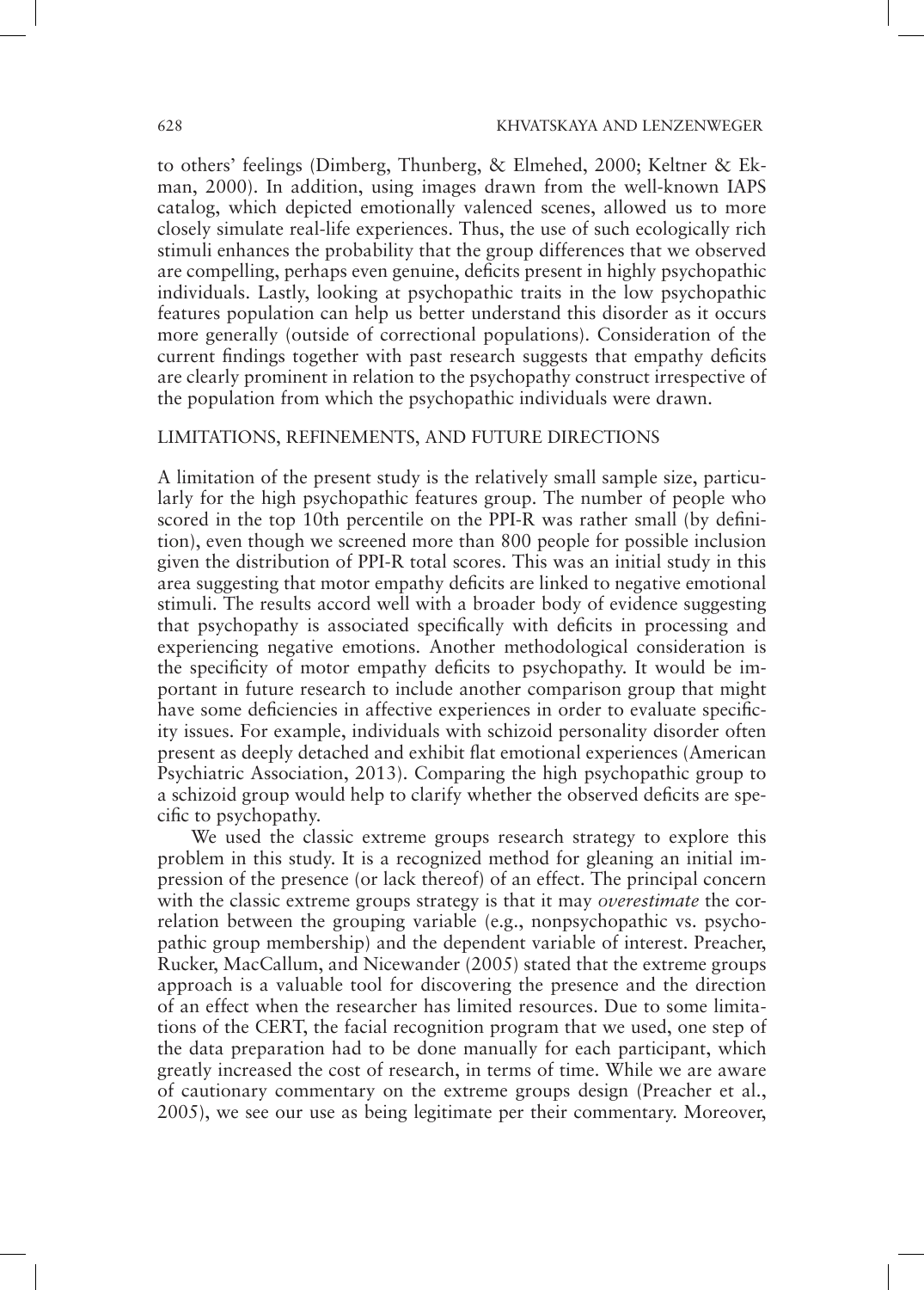to others' feelings (Dimberg, Thunberg, & Elmehed, 2000; Keltner & Ekman, 2000). In addition, using images drawn from the well-known IAPS catalog, which depicted emotionally valenced scenes, allowed us to more closely simulate real-life experiences. Thus, the use of such ecologically rich stimuli enhances the probability that the group differences that we observed are compelling, perhaps even genuine, deficits present in highly psychopathic individuals. Lastly, looking at psychopathic traits in the low psychopathic features population can help us better understand this disorder as it occurs more generally (outside of correctional populations). Consideration of the current findings together with past research suggests that empathy deficits are clearly prominent in relation to the psychopathy construct irrespective of the population from which the psychopathic individuals were drawn.

## LIMITATIONS, REFINEMENTS, AND FUTURE DIRECTIONS

A limitation of the present study is the relatively small sample size, particularly for the high psychopathic features group. The number of people who scored in the top 10th percentile on the PPI-R was rather small (by definition), even though we screened more than 800 people for possible inclusion given the distribution of PPI-R total scores. This was an initial study in this area suggesting that motor empathy deficits are linked to negative emotional stimuli. The results accord well with a broader body of evidence suggesting that psychopathy is associated specifically with deficits in processing and experiencing negative emotions. Another methodological consideration is the specificity of motor empathy deficits to psychopathy. It would be important in future research to include another comparison group that might have some deficiencies in affective experiences in order to evaluate specificity issues. For example, individuals with schizoid personality disorder often present as deeply detached and exhibit flat emotional experiences (American Psychiatric Association, 2013). Comparing the high psychopathic group to a schizoid group would help to clarify whether the observed deficits are specific to psychopathy.

We used the classic extreme groups research strategy to explore this problem in this study. It is a recognized method for gleaning an initial impression of the presence (or lack thereof) of an effect. The principal concern with the classic extreme groups strategy is that it may *overestimate* the correlation between the grouping variable (e.g., nonpsychopathic vs. psychopathic group membership) and the dependent variable of interest. Preacher, Rucker, MacCallum, and Nicewander (2005) stated that the extreme groups approach is a valuable tool for discovering the presence and the direction of an effect when the researcher has limited resources. Due to some limitations of the CERT, the facial recognition program that we used, one step of the data preparation had to be done manually for each participant, which greatly increased the cost of research, in terms of time. While we are aware of cautionary commentary on the extreme groups design (Preacher et al., 2005), we see our use as being legitimate per their commentary. Moreover,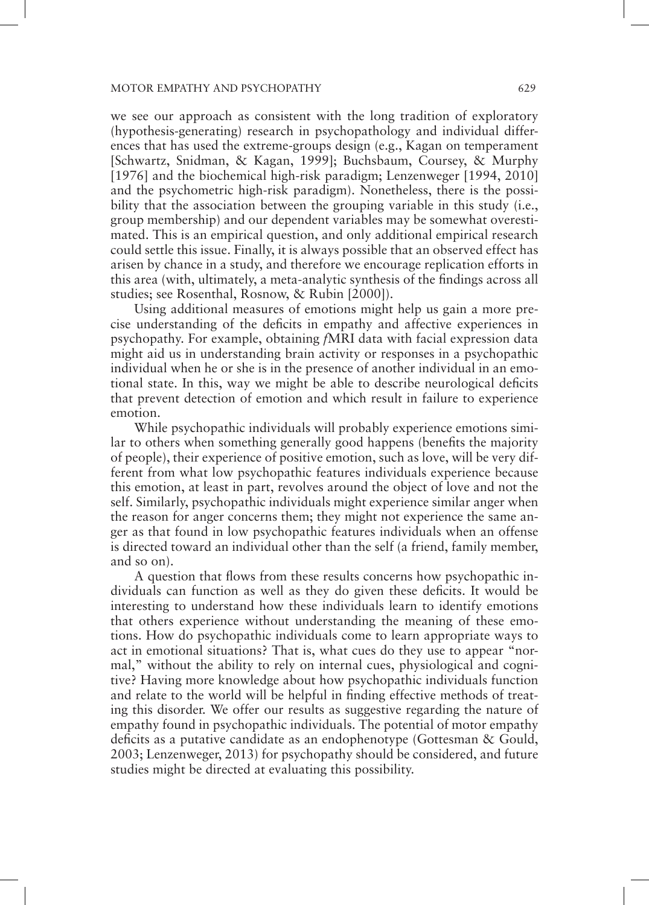we see our approach as consistent with the long tradition of exploratory (hypothesis-generating) research in psychopathology and individual differences that has used the extreme-groups design (e.g., Kagan on temperament [Schwartz, Snidman, & Kagan, 1999]; Buchsbaum, Coursey, & Murphy [1976] and the biochemical high-risk paradigm; Lenzenweger [1994, 2010] and the psychometric high-risk paradigm). Nonetheless, there is the possibility that the association between the grouping variable in this study (i.e., group membership) and our dependent variables may be somewhat overestimated. This is an empirical question, and only additional empirical research could settle this issue. Finally, it is always possible that an observed effect has arisen by chance in a study, and therefore we encourage replication efforts in this area (with, ultimately, a meta-analytic synthesis of the findings across all studies; see Rosenthal, Rosnow, & Rubin [2000]).

Using additional measures of emotions might help us gain a more precise understanding of the deficits in empathy and affective experiences in psychopathy. For example, obtaining *f*MRI data with facial expression data might aid us in understanding brain activity or responses in a psychopathic individual when he or she is in the presence of another individual in an emotional state. In this, way we might be able to describe neurological deficits that prevent detection of emotion and which result in failure to experience emotion.

While psychopathic individuals will probably experience emotions similar to others when something generally good happens (benefits the majority of people), their experience of positive emotion, such as love, will be very different from what low psychopathic features individuals experience because this emotion, at least in part, revolves around the object of love and not the self. Similarly, psychopathic individuals might experience similar anger when the reason for anger concerns them; they might not experience the same anger as that found in low psychopathic features individuals when an offense is directed toward an individual other than the self (a friend, family member, and so on).

A question that flows from these results concerns how psychopathic individuals can function as well as they do given these deficits. It would be interesting to understand how these individuals learn to identify emotions that others experience without understanding the meaning of these emotions. How do psychopathic individuals come to learn appropriate ways to act in emotional situations? That is, what cues do they use to appear "normal," without the ability to rely on internal cues, physiological and cognitive? Having more knowledge about how psychopathic individuals function and relate to the world will be helpful in finding effective methods of treating this disorder. We offer our results as suggestive regarding the nature of empathy found in psychopathic individuals. The potential of motor empathy deficits as a putative candidate as an endophenotype (Gottesman & Gould, 2003; Lenzenweger, 2013) for psychopathy should be considered, and future studies might be directed at evaluating this possibility.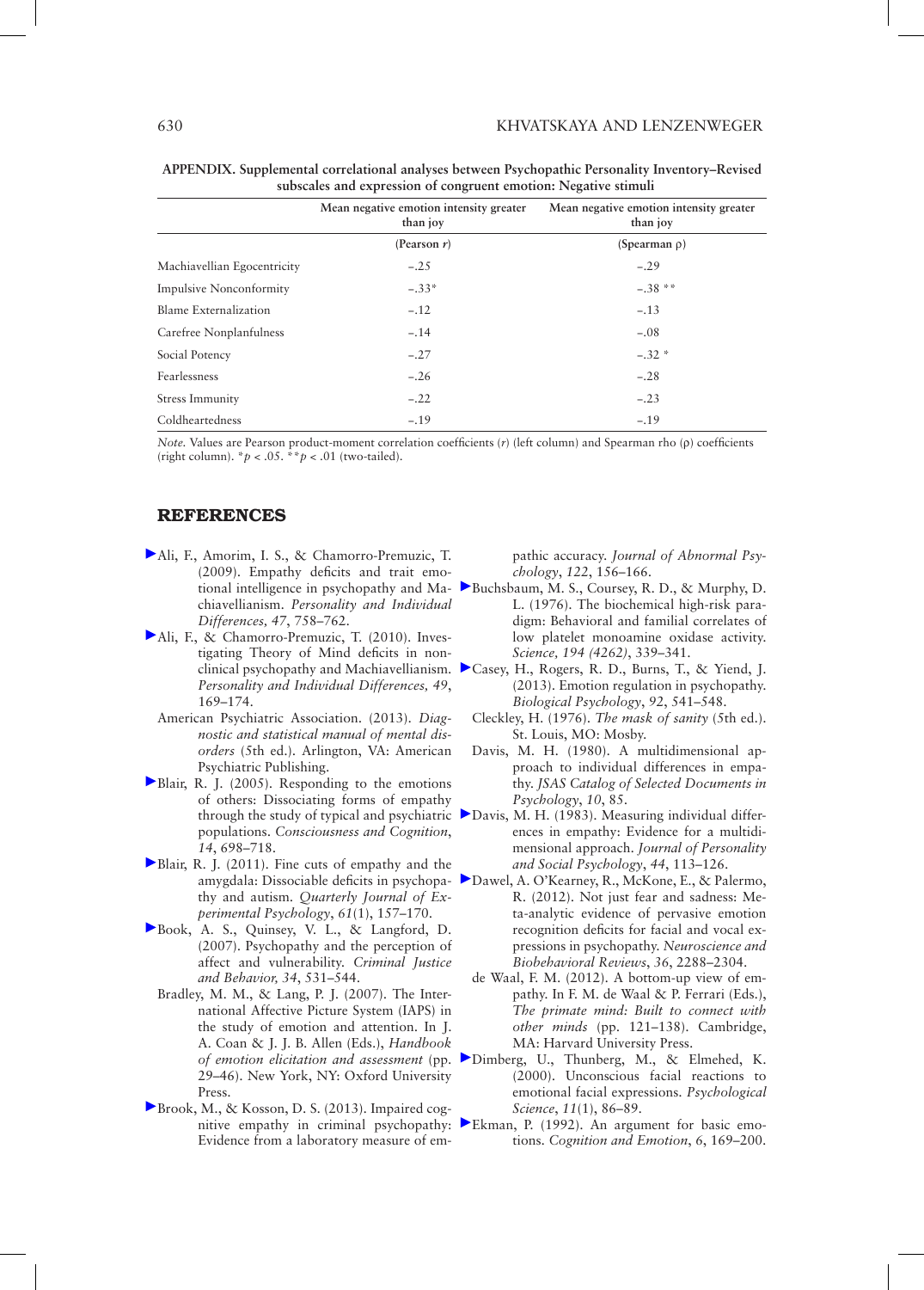**APPENDIX. Supplemental correlational analyses between Psychopathic Personality Inventory–Revised subscales and expression of congruent emotion: Negative stimuli**

| | Mean negative emotion intensity greater than joy | Mean negative emotion intensity greater than joy |
|---|---|---|
| | (Pearson $r$) | (Spearman $\rho$) |
| Machiavellian Egocentricity | −.25 | −.29 |
| Impulsive Nonconformity | −.33* | −.38 ** |
| Blame Externalization | −.12 | −.13 |
| Carefree Nonplanfulness | −.14 | −.08 |
| Social Potency | −.27 | −.32 * |
| Fearlessness | −.26 | −.28 |
| Stress Immunity | −.22 | −.23 |
| Coldheartedness | −.19 | −.19 |

*Note.* Values are Pearson product-moment correlation coefficients ($r$) (left column) and Spearman rho ($\rho$) coefficients (right column). $^{*}p < .05$. $^{**}p < .01$ (two-tailed).

## REFERENCES

Ali, F., Amorim, I. S., & Chamorro-Premuzic, T. (2009). Empathy deficits and trait emotional intelligence in psychopathy and Machiavellianism. *Personality and Individual Differences, 47*, 758–762.

Ali, F., & Chamorro-Premuzic, T. (2010). Investigating Theory of Mind deficits in nonclinical psychopathy and Machiavellianism. *Personality and Individual Differences, 49*, 169–174.

American Psychiatric Association. (2013). *Diagnostic and statistical manual of mental disorders* (5th ed.). Arlington, VA: American Psychiatric Publishing.

Blair, R. J. (2005). Responding to the emotions of others: Dissociating forms of empathy through the study of typical and psychiatric populations. *Consciousness and Cognition*, *14*, 698–718.

Blair, R. J. (2011). Fine cuts of empathy and the amygdala: Dissociable deficits in psychopathy and autism. *Quarterly Journal of Experimental Psychology*, *61*(1), 157–170.

Book, A. S., Quinsey, V. L., & Langford, D. (2007). Psychopathy and the perception of affect and vulnerability. *Criminal Justice and Behavior, 34*, 531–544.

Bradley, M. M., & Lang, P. J. (2007). The International Affective Picture System (IAPS) in the study of emotion and attention. In J. A. Coan & J. J. B. Allen (Eds.), *Handbook of emotion elicitation and assessment* (pp. 29–46). New York, NY: Oxford University Press.

Brook, M., & Kosson, D. S. (2013). Impaired cognitive empathy in criminal psychopathy: Evidence from a laboratory measure of empathic accuracy. *Journal of Abnormal Psychology*, *122*, 156–166.

Buchsbaum, M. S., Coursey, R. D., & Murphy, D. L. (1976). The biochemical high-risk paradigm: Behavioral and familial correlates of low platelet monoamine oxidase activity. *Science, 194 (4262)*, 339–341.

Casey, H., Rogers, R. D., Burns, T., & Yiend, J. (2013). Emotion regulation in psychopathy. *Biological Psychology*, *92*, 541–548.

Cleckley, H. (1976). *The mask of sanity* (5th ed.). St. Louis, MO: Mosby.

Davis, M. H. (1980). A multidimensional approach to individual differences in empathy. *JSAS Catalog of Selected Documents in Psychology*, *10*, 85.

Davis, M. H. (1983). Measuring individual differences in empathy: Evidence for a multidimensional approach. *Journal of Personality and Social Psychology*, *44*, 113–126.

Dawel, A. O'Kearney, R., McKone, E., & Palermo, R. (2012). Not just fear and sadness: Meta-analytic evidence of pervasive emotion recognition deficits for facial and vocal expressions in psychopathy. *Neuroscience and Biobehavioral Reviews*, *36*, 2288–2304.

de Waal, F. M. (2012). A bottom-up view of empathy. In F. M. de Waal & P. Ferrari (Eds.), *The primate mind: Built to connect with other minds* (pp. 121–138). Cambridge, MA: Harvard University Press.

Dimberg, U., Thunberg, M., & Elmehed, K. (2000). Unconscious facial reactions to emotional facial expressions. *Psychological Science*, *11*(1), 86–89.

Ekman, P. (1992). An argument for basic emotions. *Cognition and Emotion*, *6*, 169–200.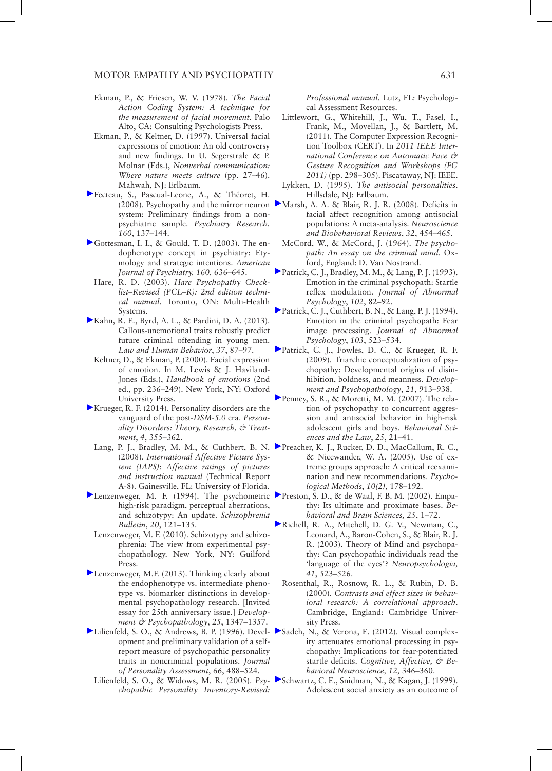Ekman, P., & Friesen, W. V. (1978). *The Facial Action Coding System: A technique for the measurement of facial movement.* Palo Alto, CA: Consulting Psychologists Press.

Ekman, P., & Keltner, D. (1997). Universal facial expressions of emotion: An old controversy and new findings. In U. Segerstrale & P. Molnar (Eds.), *Nonverbal communication: Where nature meets culture* (pp. 27–46). Mahwah, NJ: Erlbaum.

Fecteau, S., Pascual-Leone, A., & Théoret, H. (2008). Psychopathy and the mirror neuron system: Preliminary findings from a non-psychiatric sample. *Psychiatry Research, 160*, 137–144.

Gottesman, I. I., & Gould, T. D. (2003). The endophenotype concept in psychiatry: Etymology and strategic intentions. *American Journal of Psychiatry, 160,* 636–645.

Hare, R. D. (2003). *Hare Psychopathy Checklist–Revised (PCL–R): 2nd edition technical manual.* Toronto, ON: Multi-Health Systems.

Kahn, R. E., Byrd, A. L., & Pardini, D. A. (2013). Callous-unemotional traits robustly predict future criminal offending in young men. *Law and Human Behavior*, *37*, 87–97.

Keltner, D., & Ekman, P. (2000). Facial expression of emotion. In M. Lewis & J. Haviland-Jones (Eds.), *Handbook of emotions* (2nd ed., pp. 236–249). New York, NY: Oxford University Press.

Krueger, R. F. (2014). Personality disorders are the vanguard of the post-*DSM-5.0* era. *Personality Disorders: Theory, Research, & Treatment*, *4*, 355–362.

Lang, P. J., Bradley, M. M., & Cuthbert, B. N. (2008). *International Affective Picture System (IAPS): Affective ratings of pictures and instruction manual* (Technical Report A-8). Gainesville, FL: University of Florida.

Lenzenweger, M. F. (1994). The psychometric high-risk paradigm, perceptual aberrations, and schizotypy: An update. *Schizophrenia Bulletin*, *20*, 121–135.

Lenzenweger, M. F. (2010). Schizotypy and schizophrenia: The view from experimental psychopathology. New York, NY: Guilford Press.

Lenzenweger, M.F. (2013). Thinking clearly about the endophenotype vs. intermediate phenotype vs. biomarker distinctions in developmental psychopathology research. [Invited essay for 25th anniversary issue.] *Development & Psychopathology*, *25*, 1347–1357.

Lilienfeld, S. O., & Andrews, B. P. (1996). Development and preliminary validation of a self-report measure of psychopathic personality traits in noncriminal populations. *Journal of Personality Assessment*, *66*, 488–524.

Lilienfeld, S. O., & Widows, M. R. (2005). *Psychopathic Personality Inventory-Revised: Professional manual*. Lutz, FL: Psychological Assessment Resources.

Littlewort, G., Whitehill, J., Wu, T., Fasel, I., Frank, M., Movellan, J., & Bartlett, M. (2011). The Computer Expression Recognition Toolbox (CERT). In *2011 IEEE International Conference on Automatic Face & Gesture Recognition and Workshops (FG 2011)* (pp. 298–305). Piscataway, NJ: IEEE.

Lykken, D. (1995). *The antisocial personalities*. Hillsdale, NJ: Erlbaum.

Marsh, A. A. & Blair, R. J. R. (2008). Deficits in facial affect recognition among antisocial populations: A meta-analysis. *Neuroscience and Biobehavioral Reviews*, *32*, 454–465.

McCord, W., & McCord, J. (1964). *The psychopath: An essay on the criminal mind*. Oxford, England: D. Van Nostrand.

Patrick, C. J., Bradley, M. M., & Lang, P. J. (1993). Emotion in the criminal psychopath: Startle reflex modulation. *Journal of Abnormal Psychology*, *102*, 82–92.

Patrick, C. J., Cuthbert, B. N., & Lang, P. J. (1994). Emotion in the criminal psychopath: Fear image processing. *Journal of Abnormal Psychology*, *103*, 523–534.

Patrick, C. J., Fowles, D. C., & Krueger, R. F. (2009). Triarchic conceptualization of psychopathy: Developmental origins of disinhibition, boldness, and meanness. *Development and Psychopathology*, *21*, 913–938.

Penney, S. R., & Moretti, M. M. (2007). The relation of psychopathy to concurrent aggression and antisocial behavior in high-risk adolescent girls and boys. *Behavioral Sciences and the Law*, *25*, 21–41.

Preacher, K. J., Rucker, D. D., MacCallum, R. C., & Nicewander, W. A. (2005). Use of extreme groups approach: A critical reexamination and new recommendations. *Psychological Methods*, *10(2)*, 178–192.

Preston, S. D., & de Waal, F. B. M. (2002). Empathy: Its ultimate and proximate bases. *Behavioral and Brain Sciences, 25*, 1–72.

Richell, R. A., Mitchell, D. G. V., Newman, C., Leonard, A., Baron-Cohen, S., & Blair, R. J. R. (2003). Theory of Mind and psychopathy: Can psychopathic individuals read the 'language of the eyes'? *Neuropsychologia, 41*, 523–526.

Rosenthal, R., Rosnow, R. L., & Rubin, D. B. (2000). *Contrasts and effect sizes in behavioral research: A correlational approach*. Cambridge, England: Cambridge University Press.

Sadeh, N., & Verona, E. (2012). Visual complexity attenuates emotional processing in psychopathy: Implications for fear-potentiated startle deficits. *Cognitive, Affective, & Behavioral Neuroscience, 12,* 346–360.

Schwartz, C. E., Snidman, N., & Kagan, J. (1999). Adolescent social anxiety as an outcome of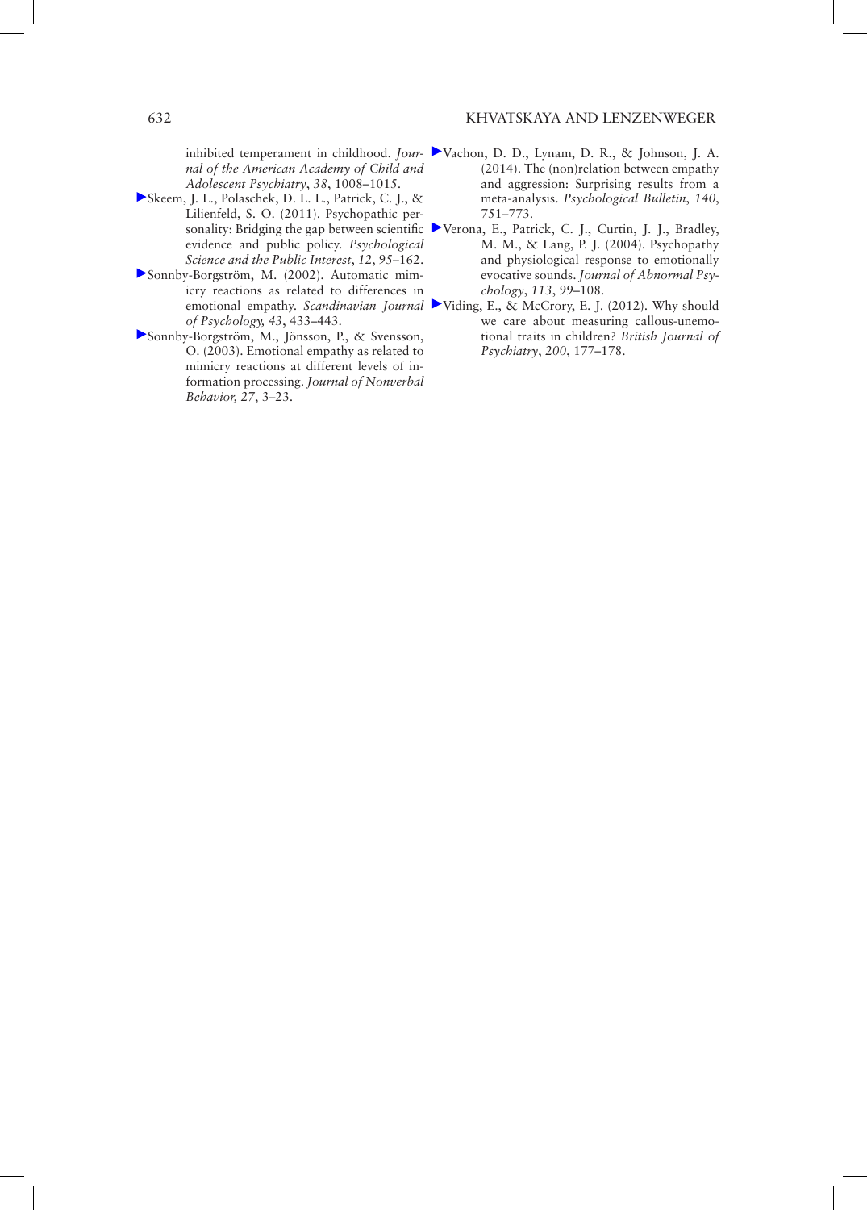inhibited temperament in childhood. *Journal of the American Academy of Child and Adolescent Psychiatry*, *38*, 1008–1015.

Skeem, J. L., Polaschek, D. L. L., Patrick, C. J., & Lilienfeld, S. O. (2011). Psychopathic personality: Bridging the gap between scientific evidence and public policy. *Psychological Science and the Public Interest*, *12*, 95–162.

Sonnby-Borgström, M. (2002). Automatic mimicry reactions as related to differences in emotional empathy. *Scandinavian Journal of Psychology, 43*, 433–443.

Sonnby-Borgström, M., Jönsson, P., & Svensson, O. (2003). Emotional empathy as related to mimicry reactions at different levels of information processing. *Journal of Nonverbal Behavior, 27*, 3–23.

Vachon, D. D., Lynam, D. R., & Johnson, J. A. (2014). The (non)relation between empathy and aggression: Surprising results from a meta-analysis. *Psychological Bulletin*, *140*, 751–773.

Verona, E., Patrick, C. J., Curtin, J. J., Bradley, M. M., & Lang, P. J. (2004). Psychopathy and physiological response to emotionally evocative sounds. *Journal of Abnormal Psychology*, *113*, 99–108.

Viding, E., & McCrory, E. J. (2012). Why should we care about measuring callous-unemotional traits in children? *British Journal of Psychiatry*, *200*, 177–178.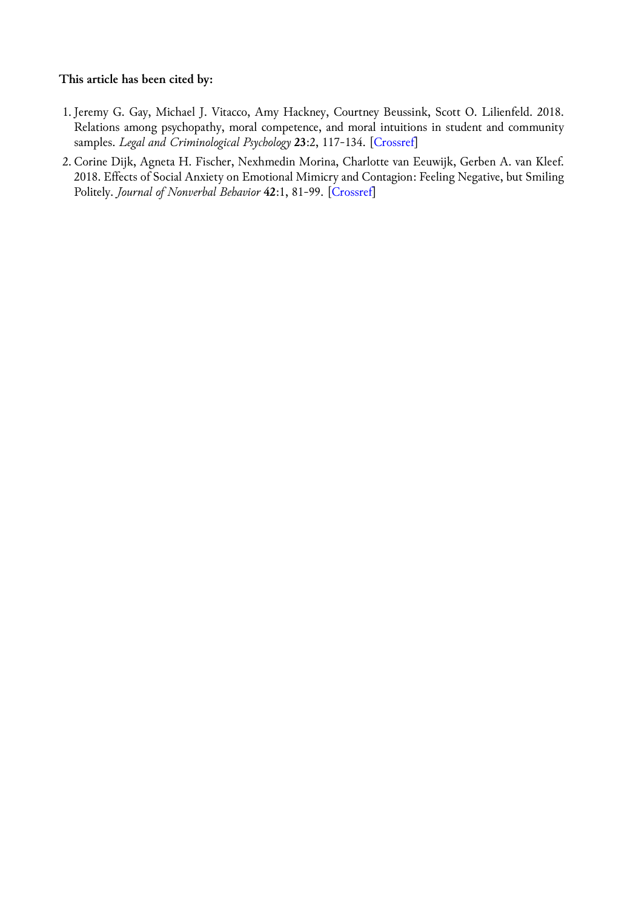**This article has been cited by:**

1. Jeremy G. Gay, Michael J. Vitacco, Amy Hackney, Courtney Beussink, Scott O. Lilienfeld. 2018. Relations among psychopathy, moral competence, and moral intuitions in student and community samples. *Legal and Criminological Psychology* **23**:2, 117-134. [Crossref]
2. Corine Dijk, Agneta H. Fischer, Nexhmedin Morina, Charlotte van Eeuwijk, Gerben A. van Kleef. 2018. Effects of Social Anxiety on Emotional Mimicry and Contagion: Feeling Negative, but Smiling Politely. *Journal of Nonverbal Behavior* **42**:1, 81-99. [Crossref]